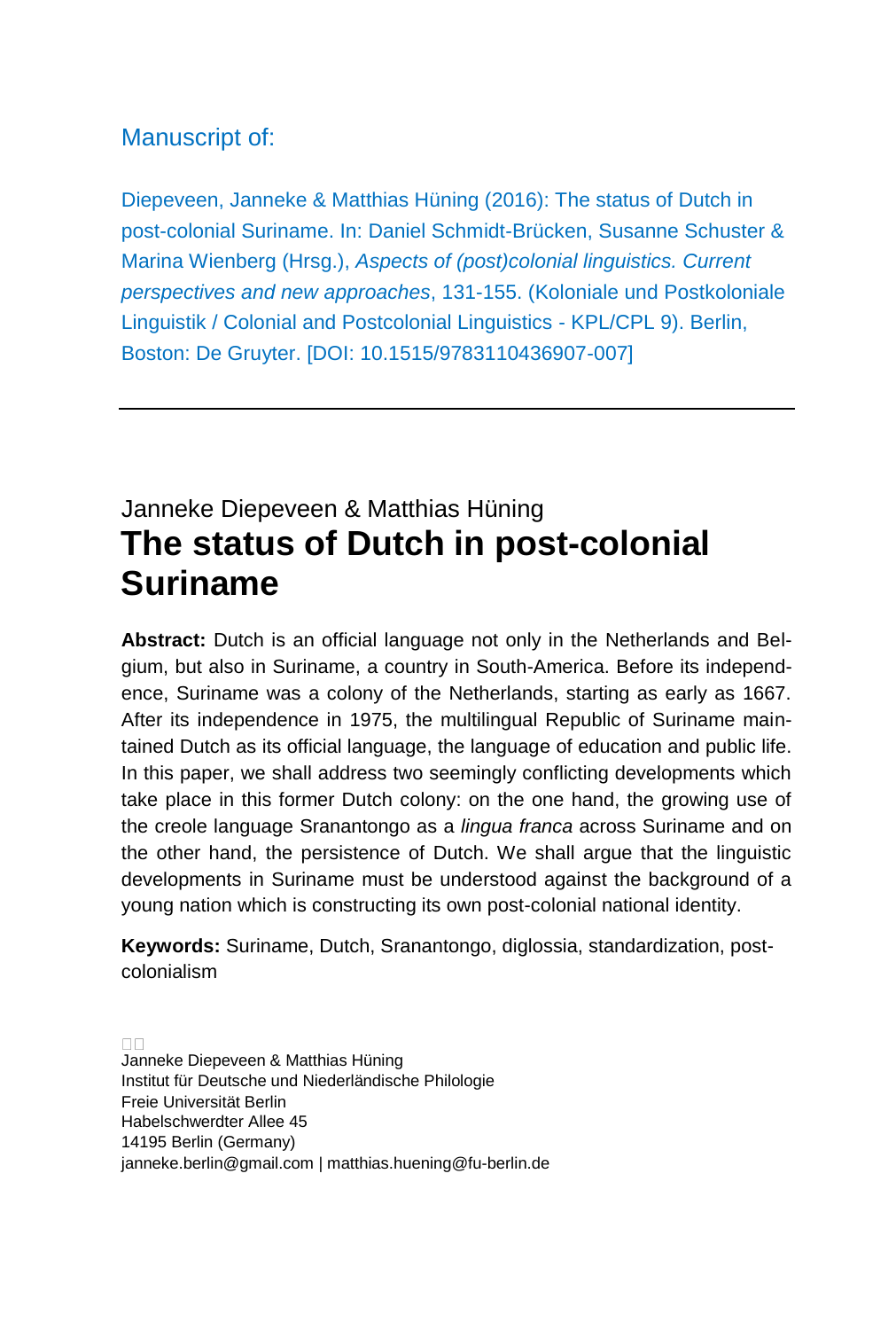Manuscript of:

Diepeveen, Janneke & Matthias Hüning (2016): The status of Dutch in post-colonial Suriname. In: Daniel Schmidt-Brücken, Susanne Schuster & Marina Wienberg (Hrsg.), *Aspects of (post)colonial linguistics. Current perspectives and new approaches*, 131-155. (Koloniale und Postkoloniale Linguistik / Colonial and Postcolonial Linguistics - KPL/CPL 9). Berlin, Boston: De Gruyter. [DOI: 10.1515/9783110436907-007]

---

Janneke Diepeveen & Matthias Hüning

# The status of Dutch in post-colonial Suriname

**Abstract:** Dutch is an official language not only in the Netherlands and Belgium, but also in Suriname, a country in South-America. Before its independence, Suriname was a colony of the Netherlands, starting as early as 1667. After its independence in 1975, the multilingual Republic of Suriname maintained Dutch as its official language, the language of education and public life. In this paper, we shall address two seemingly conflicting developments which take place in this former Dutch colony: on the one hand, the growing use of the creole language Sranantongo as a *lingua franca* across Suriname and on the other hand, the persistence of Dutch. We shall argue that the linguistic developments in Suriname must be understood against the background of a young nation which is constructing its own post-colonial national identity.

**Keywords:** Suriname, Dutch, Sranantongo, diglossia, standardization, post-colonialism

Janneke Diepeveen & Matthias Hüning
Institut für Deutsche und Niederländische Philologie
Freie Universität Berlin
Habelschwerdter Allee 45
14195 Berlin (Germany)
janneke.berlin@gmail.com | matthias.huening@fu-berlin.de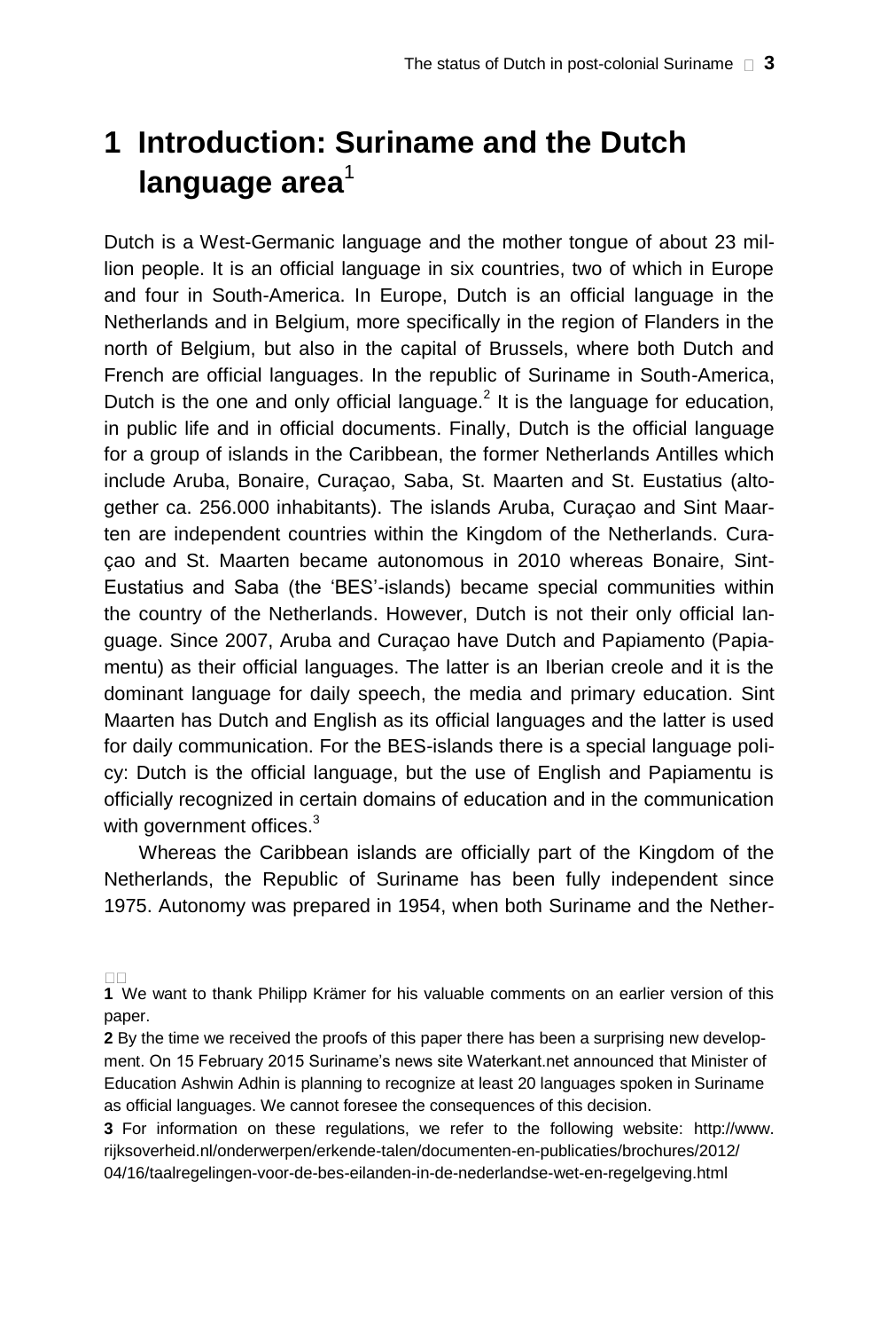# 1 Introduction: Suriname and the Dutch language area[1]

Dutch is a West-Germanic language and the mother tongue of about 23 million people. It is an official language in six countries, two of which in Europe and four in South-America. In Europe, Dutch is an official language in the Netherlands and in Belgium, more specifically in the region of Flanders in the north of Belgium, but also in the capital of Brussels, where both Dutch and French are official languages. In the republic of Suriname in South-America, Dutch is the one and only official language.[2] It is the language for education, in public life and in official documents. Finally, Dutch is the official language for a group of islands in the Caribbean, the former Netherlands Antilles which include Aruba, Bonaire, Curaçao, Saba, St. Maarten and St. Eustatius (altogether ca. 256.000 inhabitants). The islands Aruba, Curaçao and Sint Maarten are independent countries within the Kingdom of the Netherlands. Curaçao and St. Maarten became autonomous in 2010 whereas Bonaire, Sint-Eustatius and Saba (the 'BES'-islands) became special communities within the country of the Netherlands. However, Dutch is not their only official language. Since 2007, Aruba and Curaçao have Dutch and Papiamento (Papiamentu) as their official languages. The latter is an Iberian creole and it is the dominant language for daily speech, the media and primary education. Sint Maarten has Dutch and English as its official languages and the latter is used for daily communication. For the BES-islands there is a special language policy: Dutch is the official language, but the use of English and Papiamentu is officially recognized in certain domains of education and in the communication with government offices.[3]

Whereas the Caribbean islands are officially part of the Kingdom of the Netherlands, the Republic of Suriname has been fully independent since 1975. Autonomy was prepared in 1954, when both Suriname and the Nether-

---

**1** We want to thank Philipp Krämer for his valuable comments on an earlier version of this paper.

**2** By the time we received the proofs of this paper there has been a surprising new development. On 15 February 2015 Suriname's news site Waterkant.net announced that Minister of Education Ashwin Adhin is planning to recognize at least 20 languages spoken in Suriname as official languages. We cannot foresee the consequences of this decision.

**3** For information on these regulations, we refer to the following website: http://www.rijksoverheid.nl/onderwerpen/erkende-talen/documenten-en-publicaties/brochures/2012/04/16/taalregelingen-voor-de-bes-eilanden-in-de-nederlandse-wet-en-regelgeving.html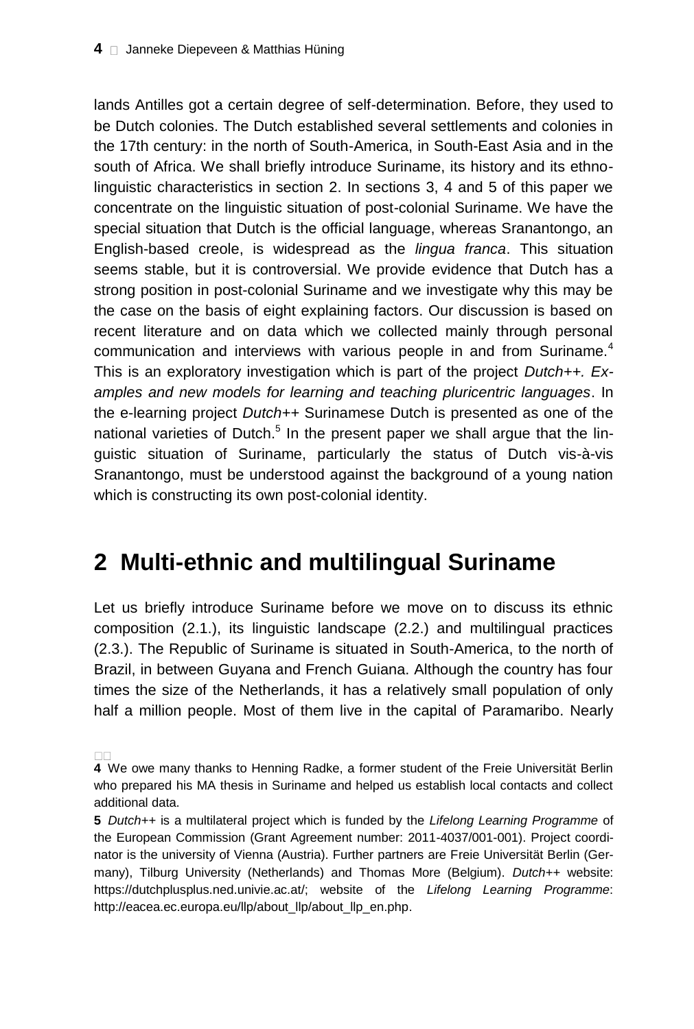lands Antilles got a certain degree of self-determination. Before, they used to be Dutch colonies. The Dutch established several settlements and colonies in the 17th century: in the north of South-America, in South-East Asia and in the south of Africa. We shall briefly introduce Suriname, its history and its ethno-linguistic characteristics in section 2. In sections 3, 4 and 5 of this paper we concentrate on the linguistic situation of post-colonial Suriname. We have the special situation that Dutch is the official language, whereas Sranantongo, an English-based creole, is widespread as the *lingua franca*. This situation seems stable, but it is controversial. We provide evidence that Dutch has a strong position in post-colonial Suriname and we investigate why this may be the case on the basis of eight explaining factors. Our discussion is based on recent literature and on data which we collected mainly through personal communication and interviews with various people in and from Suriname.[4] This is an exploratory investigation which is part of the project *Dutch++. Examples and new models for learning and teaching pluricentric languages*. In the e-learning project *Dutch++* Surinamese Dutch is presented as one of the national varieties of Dutch.[5] In the present paper we shall argue that the linguistic situation of Suriname, particularly the status of Dutch vis-à-vis Sranantongo, must be understood against the background of a young nation which is constructing its own post-colonial identity.

## 2 Multi-ethnic and multilingual Suriname

Let us briefly introduce Suriname before we move on to discuss its ethnic composition (2.1.), its linguistic landscape (2.2.) and multilingual practices (2.3.). The Republic of Suriname is situated in South-America, to the north of Brazil, in between Guyana and French Guiana. Although the country has four times the size of the Netherlands, it has a relatively small population of only half a million people. Most of them live in the capital of Paramaribo. Nearly

**4** We owe many thanks to Henning Radke, a former student of the Freie Universität Berlin who prepared his MA thesis in Suriname and helped us establish local contacts and collect additional data.

**5** *Dutch++* is a multilateral project which is funded by the *Lifelong Learning Programme* of the European Commission (Grant Agreement number: 2011-4037/001-001). Project coordinator is the university of Vienna (Austria). Further partners are Freie Universität Berlin (Germany), Tilburg University (Netherlands) and Thomas More (Belgium). *Dutch++* website: https://dutchplusplus.ned.univie.ac.at/; website of the *Lifelong Learning Programme*: http://eacea.ec.europa.eu/llp/about_llp/about_llp_en.php.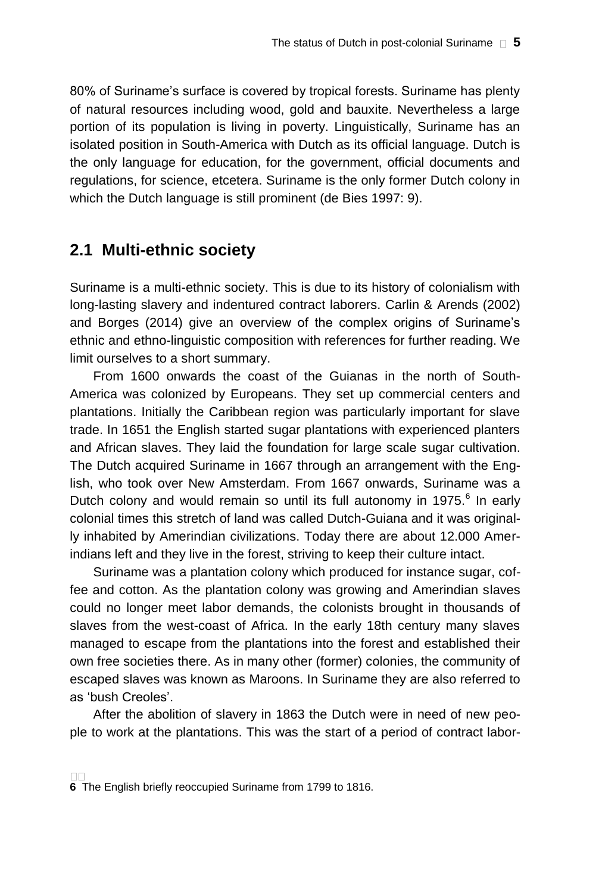80% of Suriname's surface is covered by tropical forests. Suriname has plenty of natural resources including wood, gold and bauxite. Nevertheless a large portion of its population is living in poverty. Linguistically, Suriname has an isolated position in South-America with Dutch as its official language. Dutch is the only language for education, for the government, official documents and regulations, for science, etcetera. Suriname is the only former Dutch colony in which the Dutch language is still prominent (de Bies 1997: 9).

## 2.1 Multi-ethnic society

Suriname is a multi-ethnic society. This is due to its history of colonialism with long-lasting slavery and indentured contract laborers. Carlin & Arends (2002) and Borges (2014) give an overview of the complex origins of Suriname's ethnic and ethno-linguistic composition with references for further reading. We limit ourselves to a short summary.

From 1600 onwards the coast of the Guianas in the north of South-America was colonized by Europeans. They set up commercial centers and plantations. Initially the Caribbean region was particularly important for slave trade. In 1651 the English started sugar plantations with experienced planters and African slaves. They laid the foundation for large scale sugar cultivation. The Dutch acquired Suriname in 1667 through an arrangement with the English, who took over New Amsterdam. From 1667 onwards, Suriname was a Dutch colony and would remain so until its full autonomy in 1975.[6] In early colonial times this stretch of land was called Dutch-Guiana and it was originally inhabited by Amerindian civilizations. Today there are about 12.000 Amerindians left and they live in the forest, striving to keep their culture intact.

Suriname was a plantation colony which produced for instance sugar, coffee and cotton. As the plantation colony was growing and Amerindian slaves could no longer meet labor demands, the colonists brought in thousands of slaves from the west-coast of Africa. In the early 18th century many slaves managed to escape from the plantations into the forest and established their own free societies there. As in many other (former) colonies, the community of escaped slaves was known as Maroons. In Suriname they are also referred to as 'bush Creoles'.

After the abolition of slavery in 1863 the Dutch were in need of new people to work at the plantations. This was the start of a period of contract labor-

**6** The English briefly reoccupied Suriname from 1799 to 1816.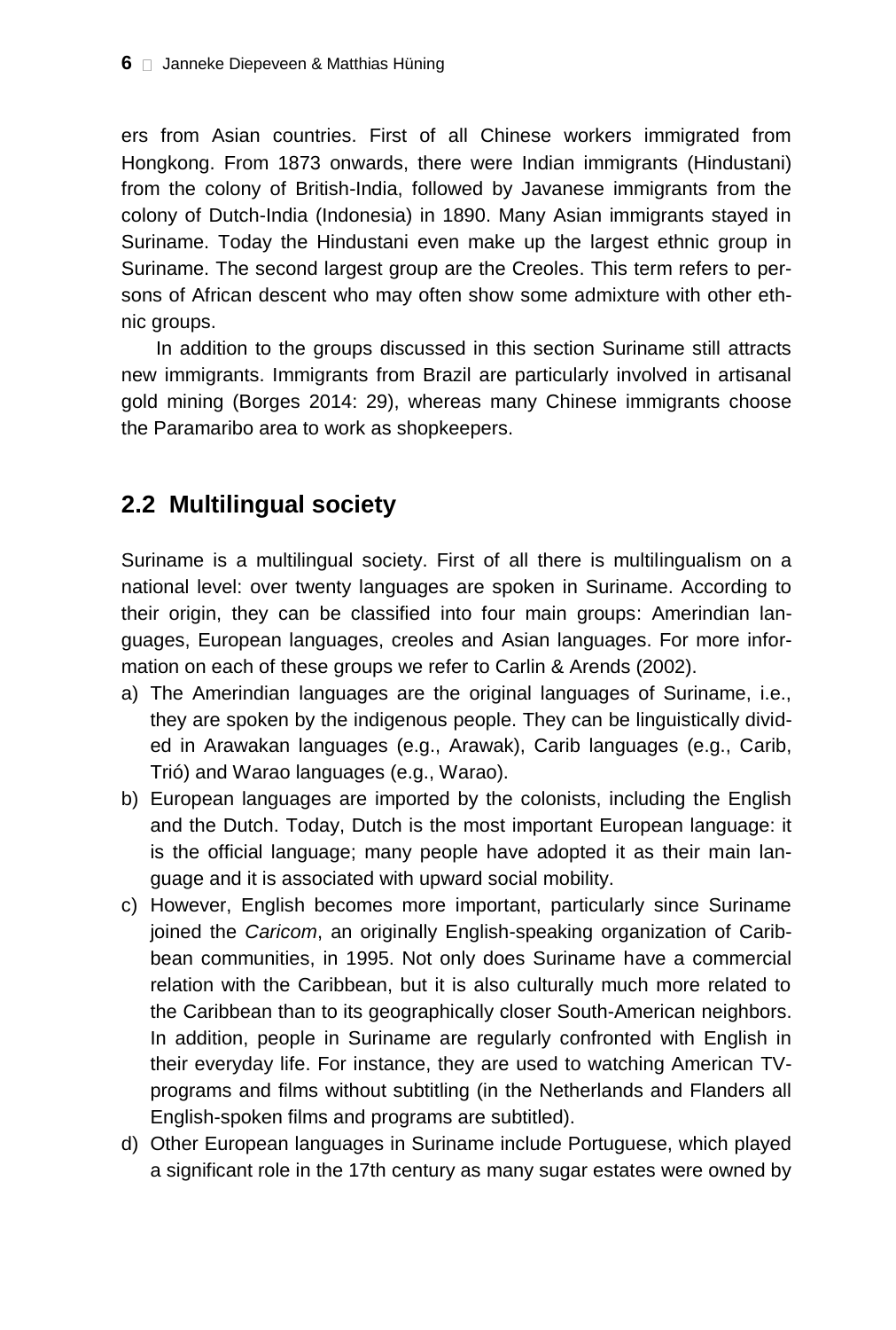ers from Asian countries. First of all Chinese workers immigrated from Hongkong. From 1873 onwards, there were Indian immigrants (Hindustani) from the colony of British-India, followed by Javanese immigrants from the colony of Dutch-India (Indonesia) in 1890. Many Asian immigrants stayed in Suriname. Today the Hindustani even make up the largest ethnic group in Suriname. The second largest group are the Creoles. This term refers to persons of African descent who may often show some admixture with other ethnic groups.

In addition to the groups discussed in this section Suriname still attracts new immigrants. Immigrants from Brazil are particularly involved in artisanal gold mining (Borges 2014: 29), whereas many Chinese immigrants choose the Paramaribo area to work as shopkeepers.

## 2.2 Multilingual society

Suriname is a multilingual society. First of all there is multilingualism on a national level: over twenty languages are spoken in Suriname. According to their origin, they can be classified into four main groups: Amerindian languages, European languages, creoles and Asian languages. For more information on each of these groups we refer to Carlin & Arends (2002).

a) The Amerindian languages are the original languages of Suriname, i.e., they are spoken by the indigenous people. They can be linguistically divided in Arawakan languages (e.g., Arawak), Carib languages (e.g., Carib, Trió) and Warao languages (e.g., Warao).
b) European languages are imported by the colonists, including the English and the Dutch. Today, Dutch is the most important European language: it is the official language; many people have adopted it as their main language and it is associated with upward social mobility.
c) However, English becomes more important, particularly since Suriname joined the *Caricom*, an originally English-speaking organization of Caribbean communities, in 1995. Not only does Suriname have a commercial relation with the Caribbean, but it is also culturally much more related to the Caribbean than to its geographically closer South-American neighbors. In addition, people in Suriname are regularly confronted with English in their everyday life. For instance, they are used to watching American TV-programs and films without subtitling (in the Netherlands and Flanders all English-spoken films and programs are subtitled).
d) Other European languages in Suriname include Portuguese, which played a significant role in the 17th century as many sugar estates were owned by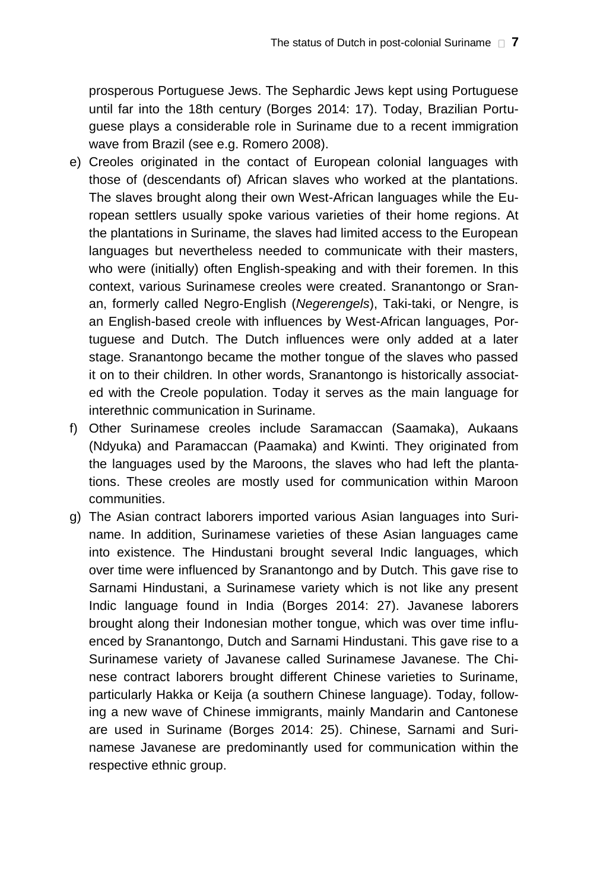prosperous Portuguese Jews. The Sephardic Jews kept using Portuguese until far into the 18th century (Borges 2014: 17). Today, Brazilian Portuguese plays a considerable role in Suriname due to a recent immigration wave from Brazil (see e.g. Romero 2008).

e) Creoles originated in the contact of European colonial languages with those of (descendants of) African slaves who worked at the plantations. The slaves brought along their own West-African languages while the European settlers usually spoke various varieties of their home regions. At the plantations in Suriname, the slaves had limited access to the European languages but nevertheless needed to communicate with their masters, who were (initially) often English-speaking and with their foremen. In this context, various Surinamese creoles were created. Sranantongo or Sranan, formerly called Negro-English (*Negerengels*), Taki-taki, or Nengre, is an English-based creole with influences by West-African languages, Portuguese and Dutch. The Dutch influences were only added at a later stage. Sranantongo became the mother tongue of the slaves who passed it on to their children. In other words, Sranantongo is historically associated with the Creole population. Today it serves as the main language for interethnic communication in Suriname.

f) Other Surinamese creoles include Saramaccan (Saamaka), Aukaans (Ndyuka) and Paramaccan (Paamaka) and Kwinti. They originated from the languages used by the Maroons, the slaves who had left the plantations. These creoles are mostly used for communication within Maroon communities.

g) The Asian contract laborers imported various Asian languages into Suriname. In addition, Surinamese varieties of these Asian languages came into existence. The Hindustani brought several Indic languages, which over time were influenced by Sranantongo and by Dutch. This gave rise to Sarnami Hindustani, a Surinamese variety which is not like any present Indic language found in India (Borges 2014: 27). Javanese laborers brought along their Indonesian mother tongue, which was over time influenced by Sranantongo, Dutch and Sarnami Hindustani. This gave rise to a Surinamese variety of Javanese called Surinamese Javanese. The Chinese contract laborers brought different Chinese varieties to Suriname, particularly Hakka or Keija (a southern Chinese language). Today, following a new wave of Chinese immigrants, mainly Mandarin and Cantonese are used in Suriname (Borges 2014: 25). Chinese, Sarnami and Surinamese Javanese are predominantly used for communication within the respective ethnic group.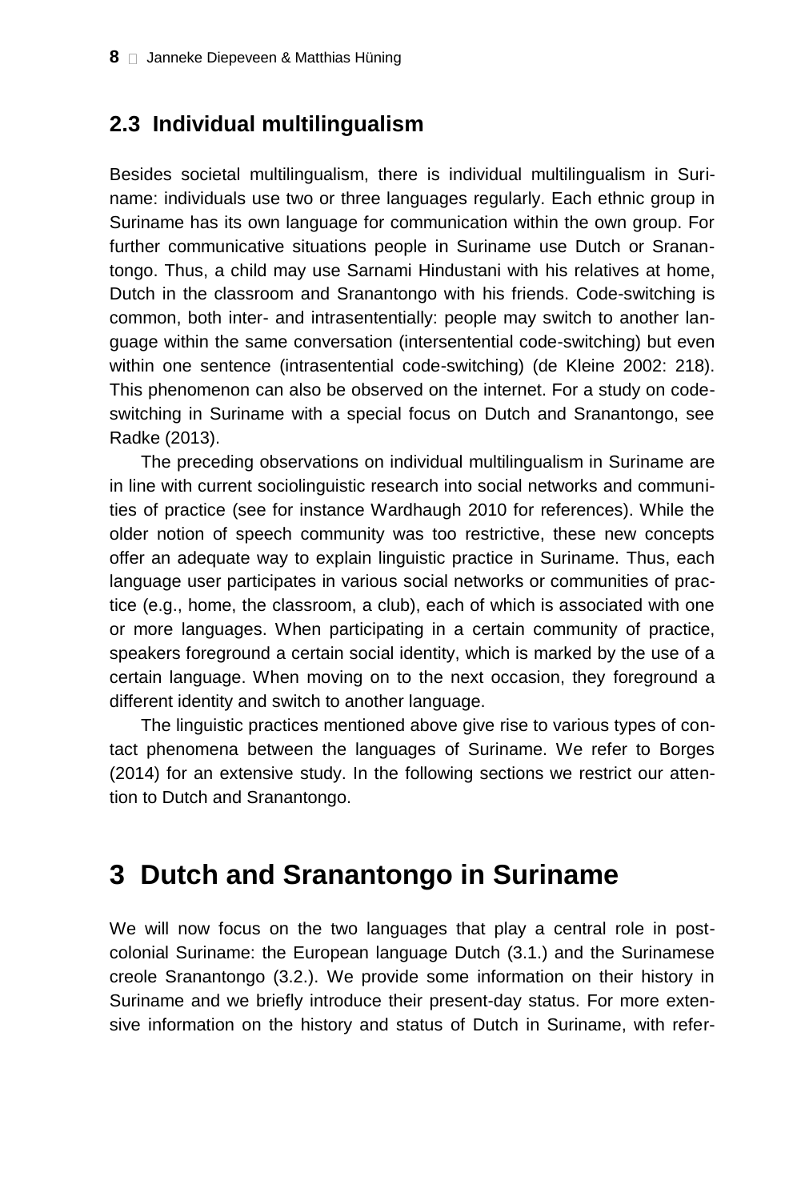### 2.3 Individual multilingualism

Besides societal multilingualism, there is individual multilingualism in Suriname: individuals use two or three languages regularly. Each ethnic group in Suriname has its own language for communication within the own group. For further communicative situations people in Suriname use Dutch or Sranantongo. Thus, a child may use Sarnami Hindustani with his relatives at home, Dutch in the classroom and Sranantongo with his friends. Code-switching is common, both inter- and intrasententially: people may switch to another language within the same conversation (intersentential code-switching) but even within one sentence (intrasentential code-switching) (de Kleine 2002: 218). This phenomenon can also be observed on the internet. For a study on code-switching in Suriname with a special focus on Dutch and Sranantongo, see Radke (2013).

The preceding observations on individual multilingualism in Suriname are in line with current sociolinguistic research into social networks and communities of practice (see for instance Wardhaugh 2010 for references). While the older notion of speech community was too restrictive, these new concepts offer an adequate way to explain linguistic practice in Suriname. Thus, each language user participates in various social networks or communities of practice (e.g., home, the classroom, a club), each of which is associated with one or more languages. When participating in a certain community of practice, speakers foreground a certain social identity, which is marked by the use of a certain language. When moving on to the next occasion, they foreground a different identity and switch to another language.

The linguistic practices mentioned above give rise to various types of contact phenomena between the languages of Suriname. We refer to Borges (2014) for an extensive study. In the following sections we restrict our attention to Dutch and Sranantongo.

## 3 Dutch and Sranantongo in Suriname

We will now focus on the two languages that play a central role in post-colonial Suriname: the European language Dutch (3.1.) and the Surinamese creole Sranantongo (3.2.). We provide some information on their history in Suriname and we briefly introduce their present-day status. For more extensive information on the history and status of Dutch in Suriname, with refer-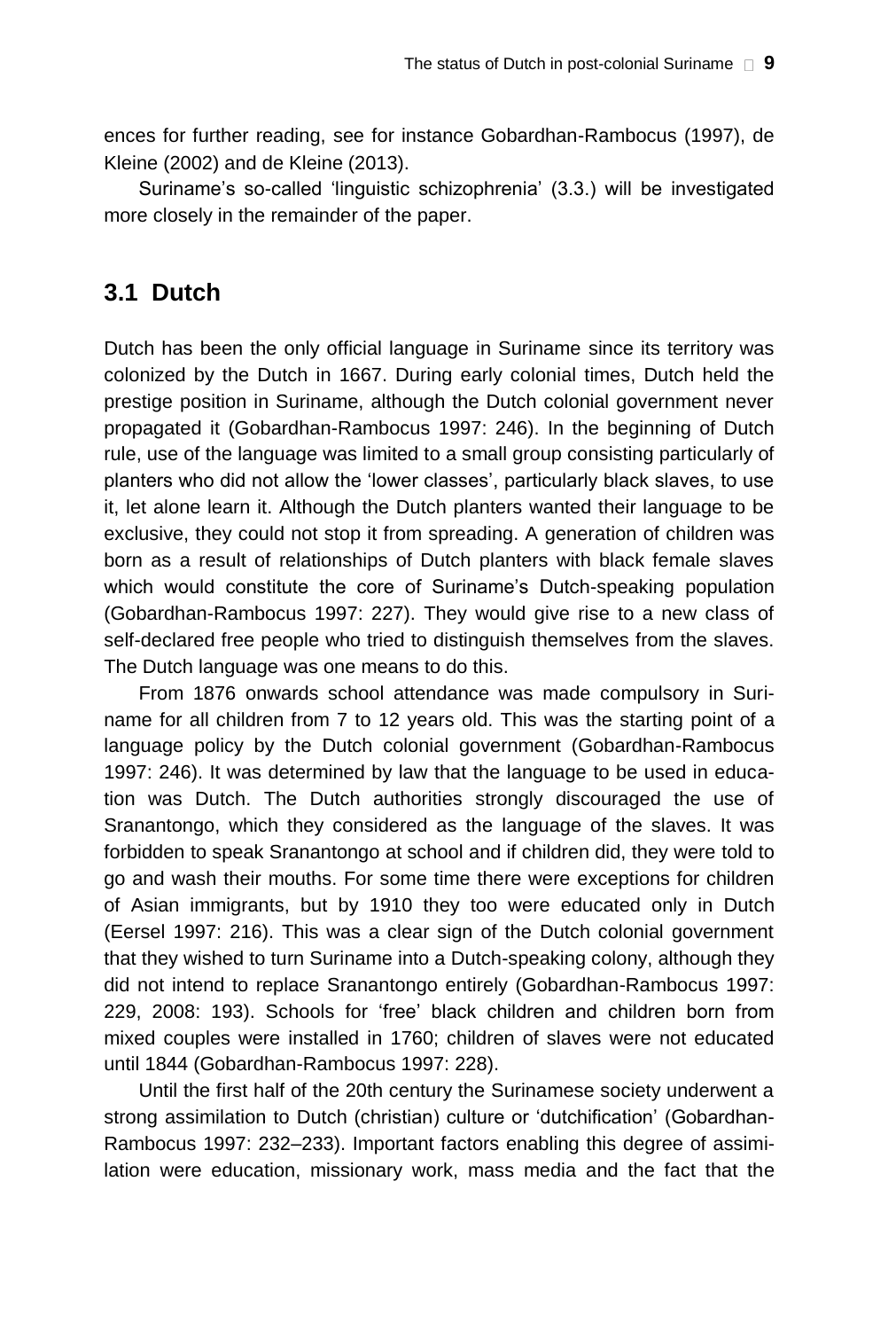ences for further reading, see for instance Gobardhan-Rambocus (1997), de Kleine (2002) and de Kleine (2013).

Suriname's so-called 'linguistic schizophrenia' (3.3.) will be investigated more closely in the remainder of the paper.

## 3.1 Dutch

Dutch has been the only official language in Suriname since its territory was colonized by the Dutch in 1667. During early colonial times, Dutch held the prestige position in Suriname, although the Dutch colonial government never propagated it (Gobardhan-Rambocus 1997: 246). In the beginning of Dutch rule, use of the language was limited to a small group consisting particularly of planters who did not allow the 'lower classes', particularly black slaves, to use it, let alone learn it. Although the Dutch planters wanted their language to be exclusive, they could not stop it from spreading. A generation of children was born as a result of relationships of Dutch planters with black female slaves which would constitute the core of Suriname's Dutch-speaking population (Gobardhan-Rambocus 1997: 227). They would give rise to a new class of self-declared free people who tried to distinguish themselves from the slaves. The Dutch language was one means to do this.

From 1876 onwards school attendance was made compulsory in Suriname for all children from 7 to 12 years old. This was the starting point of a language policy by the Dutch colonial government (Gobardhan-Rambocus 1997: 246). It was determined by law that the language to be used in education was Dutch. The Dutch authorities strongly discouraged the use of Sranantongo, which they considered as the language of the slaves. It was forbidden to speak Sranantongo at school and if children did, they were told to go and wash their mouths. For some time there were exceptions for children of Asian immigrants, but by 1910 they too were educated only in Dutch (Eersel 1997: 216). This was a clear sign of the Dutch colonial government that they wished to turn Suriname into a Dutch-speaking colony, although they did not intend to replace Sranantongo entirely (Gobardhan-Rambocus 1997: 229, 2008: 193). Schools for 'free' black children and children born from mixed couples were installed in 1760; children of slaves were not educated until 1844 (Gobardhan-Rambocus 1997: 228).

Until the first half of the 20th century the Surinamese society underwent a strong assimilation to Dutch (christian) culture or 'dutchification' (Gobardhan-Rambocus 1997: 232–233). Important factors enabling this degree of assimilation were education, missionary work, mass media and the fact that the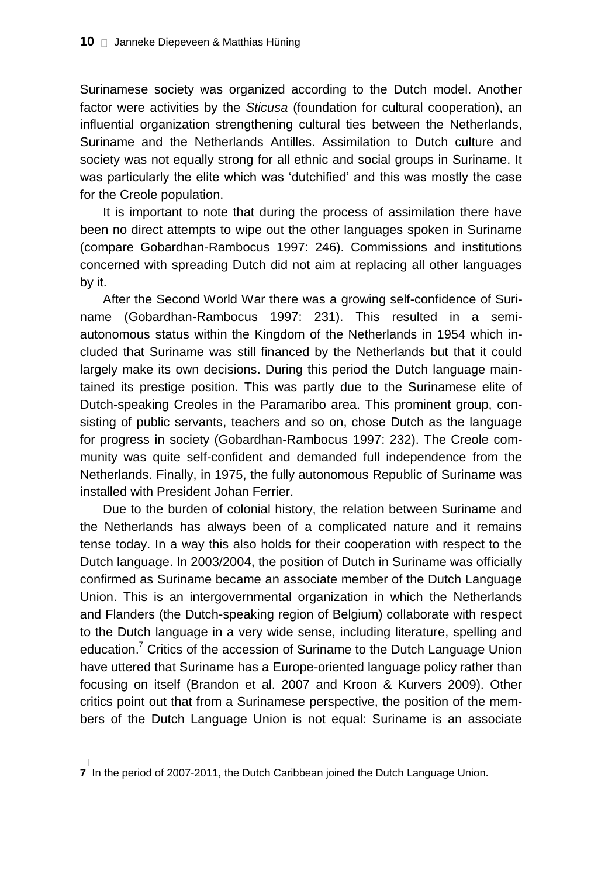Surinamese society was organized according to the Dutch model. Another factor were activities by the *Sticusa* (foundation for cultural cooperation), an influential organization strengthening cultural ties between the Netherlands, Suriname and the Netherlands Antilles. Assimilation to Dutch culture and society was not equally strong for all ethnic and social groups in Suriname. It was particularly the elite which was 'dutchified' and this was mostly the case for the Creole population.

It is important to note that during the process of assimilation there have been no direct attempts to wipe out the other languages spoken in Suriname (compare Gobardhan-Rambocus 1997: 246). Commissions and institutions concerned with spreading Dutch did not aim at replacing all other languages by it.

After the Second World War there was a growing self-confidence of Suriname (Gobardhan-Rambocus 1997: 231). This resulted in a semi-autonomous status within the Kingdom of the Netherlands in 1954 which included that Suriname was still financed by the Netherlands but that it could largely make its own decisions. During this period the Dutch language maintained its prestige position. This was partly due to the Surinamese elite of Dutch-speaking Creoles in the Paramaribo area. This prominent group, consisting of public servants, teachers and so on, chose Dutch as the language for progress in society (Gobardhan-Rambocus 1997: 232). The Creole community was quite self-confident and demanded full independence from the Netherlands. Finally, in 1975, the fully autonomous Republic of Suriname was installed with President Johan Ferrier.

Due to the burden of colonial history, the relation between Suriname and the Netherlands has always been of a complicated nature and it remains tense today. In a way this also holds for their cooperation with respect to the Dutch language. In 2003/2004, the position of Dutch in Suriname was officially confirmed as Suriname became an associate member of the Dutch Language Union. This is an intergovernmental organization in which the Netherlands and Flanders (the Dutch-speaking region of Belgium) collaborate with respect to the Dutch language in a very wide sense, including literature, spelling and education.[7] Critics of the accession of Suriname to the Dutch Language Union have uttered that Suriname has a Europe-oriented language policy rather than focusing on itself (Brandon et al. 2007 and Kroon & Kurvers 2009). Other critics point out that from a Surinamese perspective, the position of the members of the Dutch Language Union is not equal: Suriname is an associate

**7** In the period of 2007-2011, the Dutch Caribbean joined the Dutch Language Union.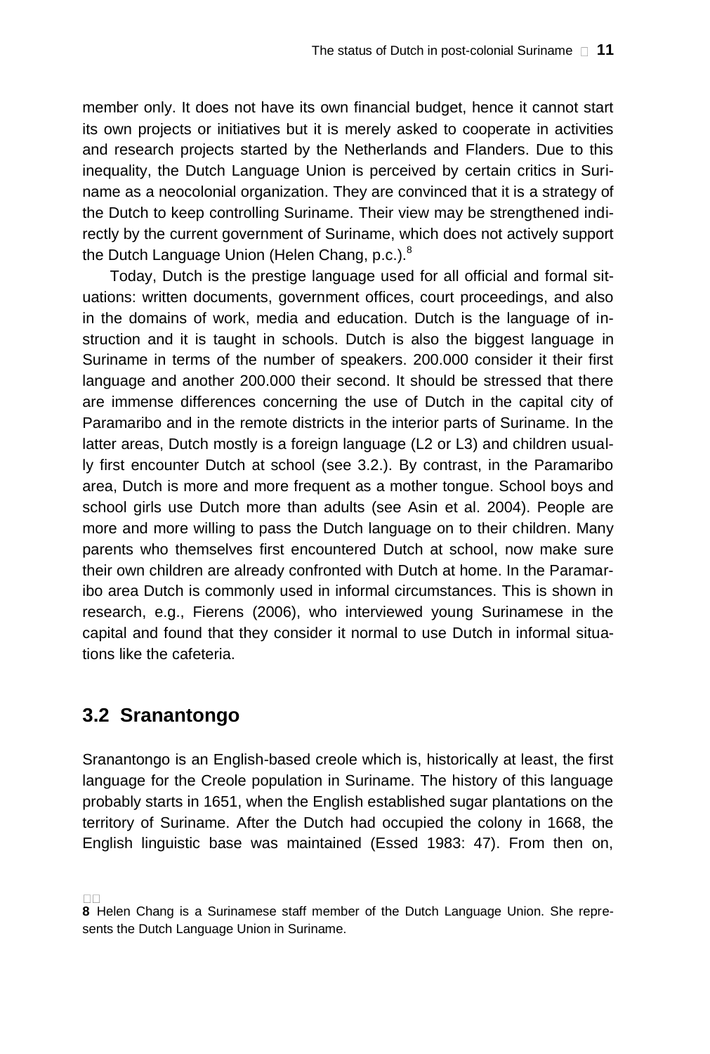member only. It does not have its own financial budget, hence it cannot start its own projects or initiatives but it is merely asked to cooperate in activities and research projects started by the Netherlands and Flanders. Due to this inequality, the Dutch Language Union is perceived by certain critics in Suriname as a neocolonial organization. They are convinced that it is a strategy of the Dutch to keep controlling Suriname. Their view may be strengthened indirectly by the current government of Suriname, which does not actively support the Dutch Language Union (Helen Chang, p.c.).[8]

Today, Dutch is the prestige language used for all official and formal situations: written documents, government offices, court proceedings, and also in the domains of work, media and education. Dutch is the language of instruction and it is taught in schools. Dutch is also the biggest language in Suriname in terms of the number of speakers. 200.000 consider it their first language and another 200.000 their second. It should be stressed that there are immense differences concerning the use of Dutch in the capital city of Paramaribo and in the remote districts in the interior parts of Suriname. In the latter areas, Dutch mostly is a foreign language (L2 or L3) and children usually first encounter Dutch at school (see 3.2.). By contrast, in the Paramaribo area, Dutch is more and more frequent as a mother tongue. School boys and school girls use Dutch more than adults (see Asin et al. 2004). People are more and more willing to pass the Dutch language on to their children. Many parents who themselves first encountered Dutch at school, now make sure their own children are already confronted with Dutch at home. In the Paramaribo area Dutch is commonly used in informal circumstances. This is shown in research, e.g., Fierens (2006), who interviewed young Surinamese in the capital and found that they consider it normal to use Dutch in informal situations like the cafeteria.

## 3.2 Sranantongo

Sranantongo is an English-based creole which is, historically at least, the first language for the Creole population in Suriname. The history of this language probably starts in 1651, when the English established sugar plantations on the territory of Suriname. After the Dutch had occupied the colony in 1668, the English linguistic base was maintained (Essed 1983: 47). From then on,

**8** Helen Chang is a Surinamese staff member of the Dutch Language Union. She represents the Dutch Language Union in Suriname.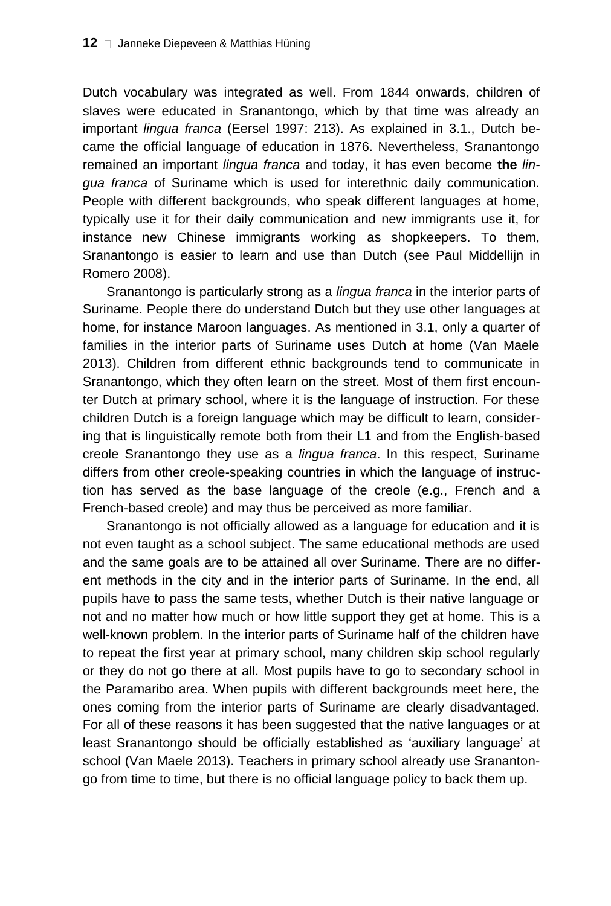Dutch vocabulary was integrated as well. From 1844 onwards, children of slaves were educated in Sranantongo, which by that time was already an important *lingua franca* (Eersel 1997: 213). As explained in 3.1., Dutch became the official language of education in 1876. Nevertheless, Sranantongo remained an important *lingua franca* and today, it has even become **the** *lingua franca* of Suriname which is used for interethnic daily communication. People with different backgrounds, who speak different languages at home, typically use it for their daily communication and new immigrants use it, for instance new Chinese immigrants working as shopkeepers. To them, Sranantongo is easier to learn and use than Dutch (see Paul Middellijn in Romero 2008).

Sranantongo is particularly strong as a *lingua franca* in the interior parts of Suriname. People there do understand Dutch but they use other languages at home, for instance Maroon languages. As mentioned in 3.1, only a quarter of families in the interior parts of Suriname uses Dutch at home (Van Maele 2013). Children from different ethnic backgrounds tend to communicate in Sranantongo, which they often learn on the street. Most of them first encounter Dutch at primary school, where it is the language of instruction. For these children Dutch is a foreign language which may be difficult to learn, considering that is linguistically remote both from their L1 and from the English-based creole Sranantongo they use as a *lingua franca*. In this respect, Suriname differs from other creole-speaking countries in which the language of instruction has served as the base language of the creole (e.g., French and a French-based creole) and may thus be perceived as more familiar.

Sranantongo is not officially allowed as a language for education and it is not even taught as a school subject. The same educational methods are used and the same goals are to be attained all over Suriname. There are no different methods in the city and in the interior parts of Suriname. In the end, all pupils have to pass the same tests, whether Dutch is their native language or not and no matter how much or how little support they get at home. This is a well-known problem. In the interior parts of Suriname half of the children have to repeat the first year at primary school, many children skip school regularly or they do not go there at all. Most pupils have to go to secondary school in the Paramaribo area. When pupils with different backgrounds meet here, the ones coming from the interior parts of Suriname are clearly disadvantaged. For all of these reasons it has been suggested that the native languages or at least Sranantongo should be officially established as 'auxiliary language' at school (Van Maele 2013). Teachers in primary school already use Sranantongo from time to time, but there is no official language policy to back them up.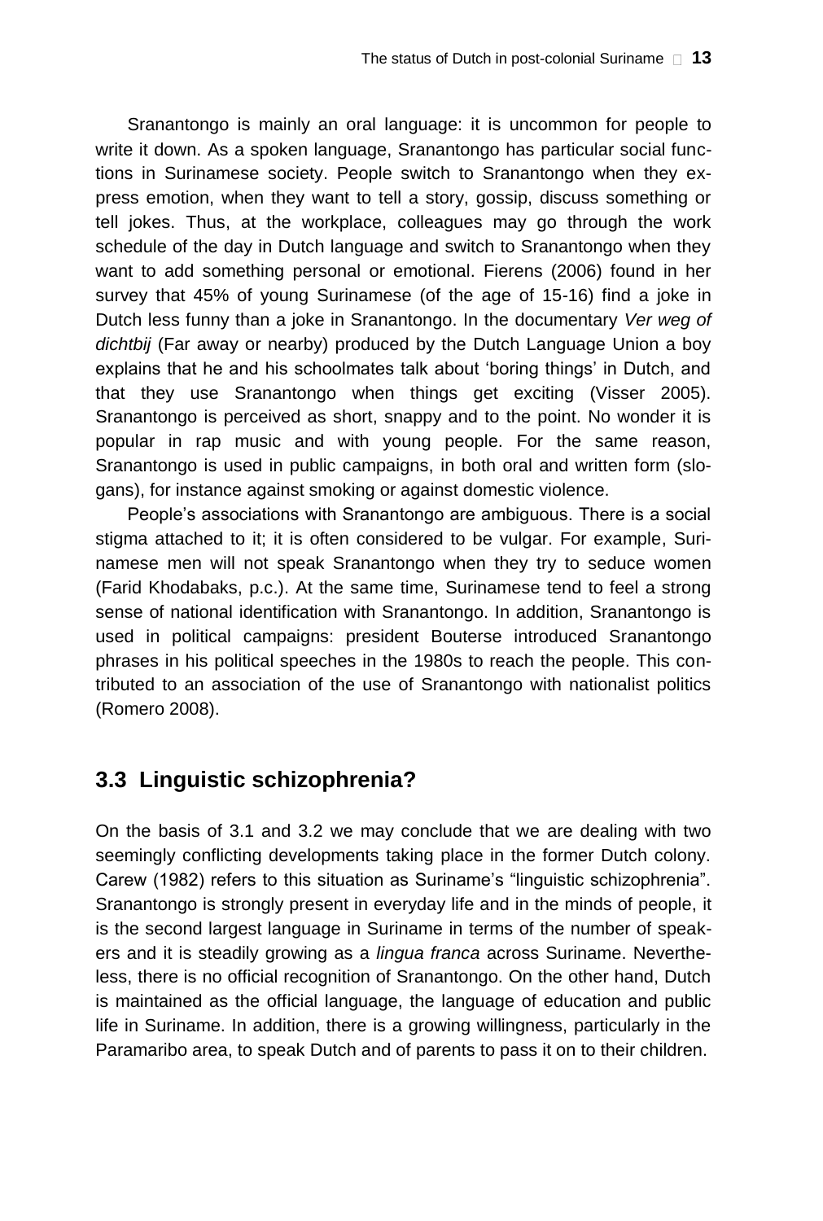Sranantongo is mainly an oral language: it is uncommon for people to write it down. As a spoken language, Sranantongo has particular social functions in Surinamese society. People switch to Sranantongo when they express emotion, when they want to tell a story, gossip, discuss something or tell jokes. Thus, at the workplace, colleagues may go through the work schedule of the day in Dutch language and switch to Sranantongo when they want to add something personal or emotional. Fierens (2006) found in her survey that 45% of young Surinamese (of the age of 15-16) find a joke in Dutch less funny than a joke in Sranantongo. In the documentary *Ver weg of dichtbij* (Far away or nearby) produced by the Dutch Language Union a boy explains that he and his schoolmates talk about 'boring things' in Dutch, and that they use Sranantongo when things get exciting (Visser 2005). Sranantongo is perceived as short, snappy and to the point. No wonder it is popular in rap music and with young people. For the same reason, Sranantongo is used in public campaigns, in both oral and written form (slogans), for instance against smoking or against domestic violence.

People's associations with Sranantongo are ambiguous. There is a social stigma attached to it; it is often considered to be vulgar. For example, Surinamese men will not speak Sranantongo when they try to seduce women (Farid Khodabaks, p.c.). At the same time, Surinamese tend to feel a strong sense of national identification with Sranantongo. In addition, Sranantongo is used in political campaigns: president Bouterse introduced Sranantongo phrases in his political speeches in the 1980s to reach the people. This contributed to an association of the use of Sranantongo with nationalist politics (Romero 2008).

## 3.3 Linguistic schizophrenia?

On the basis of 3.1 and 3.2 we may conclude that we are dealing with two seemingly conflicting developments taking place in the former Dutch colony. Carew (1982) refers to this situation as Suriname's "linguistic schizophrenia". Sranantongo is strongly present in everyday life and in the minds of people, it is the second largest language in Suriname in terms of the number of speakers and it is steadily growing as a *lingua franca* across Suriname. Nevertheless, there is no official recognition of Sranantongo. On the other hand, Dutch is maintained as the official language, the language of education and public life in Suriname. In addition, there is a growing willingness, particularly in the Paramaribo area, to speak Dutch and of parents to pass it on to their children.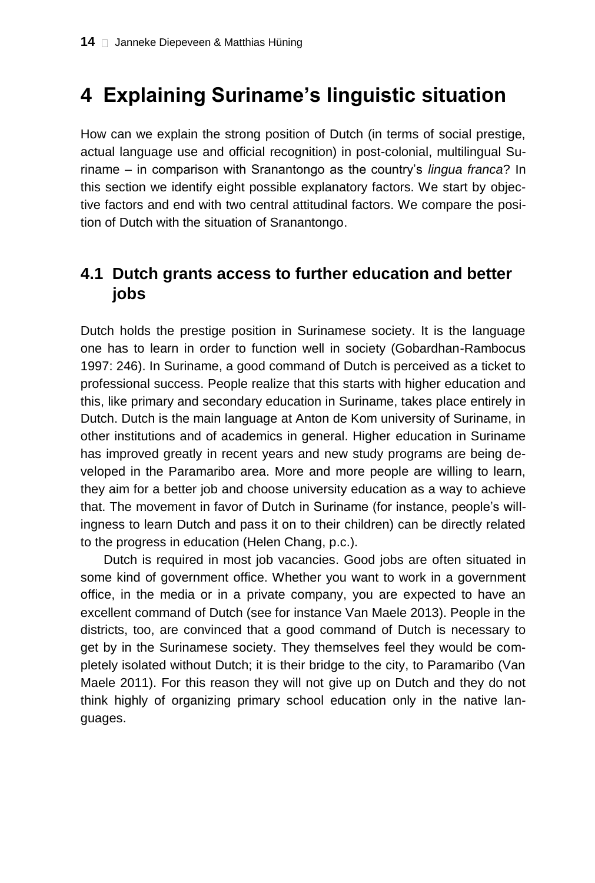# 4 Explaining Suriname's linguistic situation

How can we explain the strong position of Dutch (in terms of social prestige, actual language use and official recognition) in post-colonial, multilingual Suriname – in comparison with Sranantongo as the country's *lingua franca*? In this section we identify eight possible explanatory factors. We start by objective factors and end with two central attitudinal factors. We compare the position of Dutch with the situation of Sranantongo.

## 4.1 Dutch grants access to further education and better jobs

Dutch holds the prestige position in Surinamese society. It is the language one has to learn in order to function well in society (Gobardhan-Rambocus 1997: 246). In Suriname, a good command of Dutch is perceived as a ticket to professional success. People realize that this starts with higher education and this, like primary and secondary education in Suriname, takes place entirely in Dutch. Dutch is the main language at Anton de Kom university of Suriname, in other institutions and of academics in general. Higher education in Suriname has improved greatly in recent years and new study programs are being developed in the Paramaribo area. More and more people are willing to learn, they aim for a better job and choose university education as a way to achieve that. The movement in favor of Dutch in Suriname (for instance, people's willingness to learn Dutch and pass it on to their children) can be directly related to the progress in education (Helen Chang, p.c.).

Dutch is required in most job vacancies. Good jobs are often situated in some kind of government office. Whether you want to work in a government office, in the media or in a private company, you are expected to have an excellent command of Dutch (see for instance Van Maele 2013). People in the districts, too, are convinced that a good command of Dutch is necessary to get by in the Surinamese society. They themselves feel they would be completely isolated without Dutch; it is their bridge to the city, to Paramaribo (Van Maele 2011). For this reason they will not give up on Dutch and they do not think highly of organizing primary school education only in the native languages.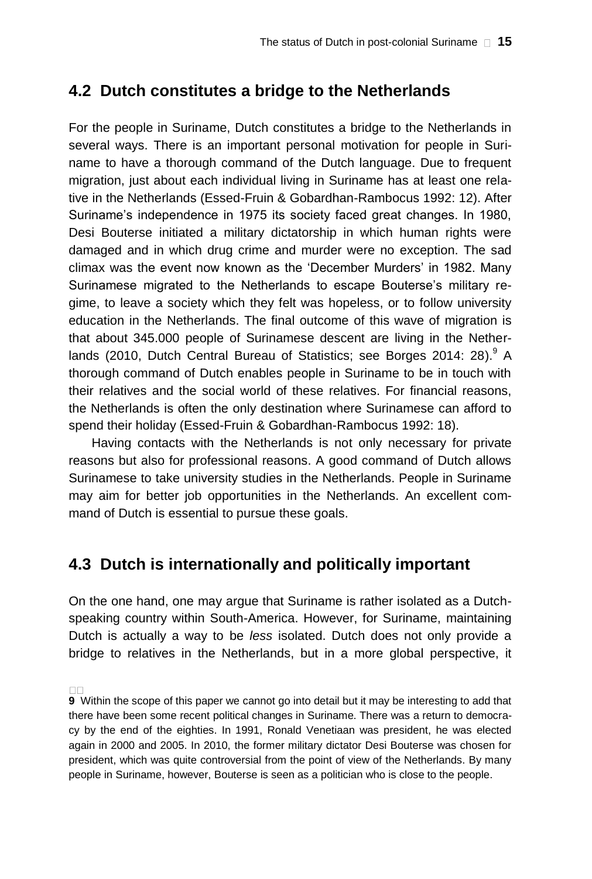## 4.2 Dutch constitutes a bridge to the Netherlands

For the people in Suriname, Dutch constitutes a bridge to the Netherlands in several ways. There is an important personal motivation for people in Suriname to have a thorough command of the Dutch language. Due to frequent migration, just about each individual living in Suriname has at least one relative in the Netherlands (Essed-Fruin & Gobardhan-Rambocus 1992: 12). After Suriname's independence in 1975 its society faced great changes. In 1980, Desi Bouterse initiated a military dictatorship in which human rights were damaged and in which drug crime and murder were no exception. The sad climax was the event now known as the 'December Murders' in 1982. Many Surinamese migrated to the Netherlands to escape Bouterse's military regime, to leave a society which they felt was hopeless, or to follow university education in the Netherlands. The final outcome of this wave of migration is that about 345.000 people of Surinamese descent are living in the Netherlands (2010, Dutch Central Bureau of Statistics; see Borges 2014: 28).[9] A thorough command of Dutch enables people in Suriname to be in touch with their relatives and the social world of these relatives. For financial reasons, the Netherlands is often the only destination where Surinamese can afford to spend their holiday (Essed-Fruin & Gobardhan-Rambocus 1992: 18).

Having contacts with the Netherlands is not only necessary for private reasons but also for professional reasons. A good command of Dutch allows Surinamese to take university studies in the Netherlands. People in Suriname may aim for better job opportunities in the Netherlands. An excellent command of Dutch is essential to pursue these goals.

## 4.3 Dutch is internationally and politically important

On the one hand, one may argue that Suriname is rather isolated as a Dutch-speaking country within South-America. However, for Suriname, maintaining Dutch is actually a way to be *less* isolated. Dutch does not only provide a bridge to relatives in the Netherlands, but in a more global perspective, it

**9** Within the scope of this paper we cannot go into detail but it may be interesting to add that there have been some recent political changes in Suriname. There was a return to democracy by the end of the eighties. In 1991, Ronald Venetiaan was president, he was elected again in 2000 and 2005. In 2010, the former military dictator Desi Bouterse was chosen for president, which was quite controversial from the point of view of the Netherlands. By many people in Suriname, however, Bouterse is seen as a politician who is close to the people.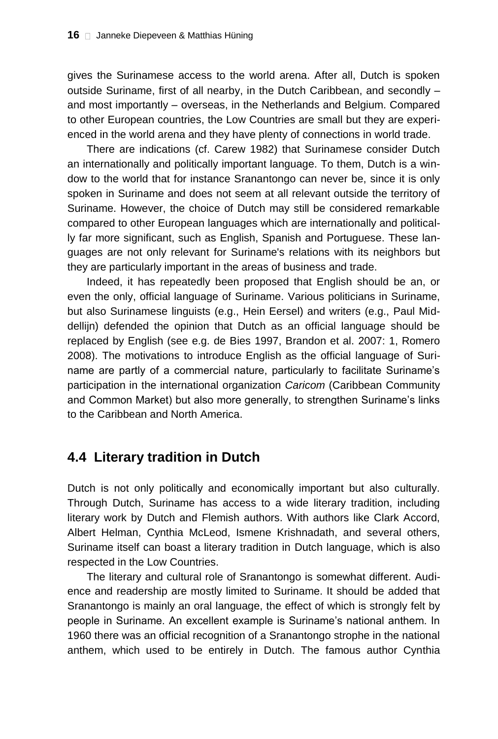gives the Surinamese access to the world arena. After all, Dutch is spoken outside Suriname, first of all nearby, in the Dutch Caribbean, and secondly – and most importantly – overseas, in the Netherlands and Belgium. Compared to other European countries, the Low Countries are small but they are experienced in the world arena and they have plenty of connections in world trade.

There are indications (cf. Carew 1982) that Surinamese consider Dutch an internationally and politically important language. To them, Dutch is a window to the world that for instance Sranantongo can never be, since it is only spoken in Suriname and does not seem at all relevant outside the territory of Suriname. However, the choice of Dutch may still be considered remarkable compared to other European languages which are internationally and politically far more significant, such as English, Spanish and Portuguese. These languages are not only relevant for Suriname's relations with its neighbors but they are particularly important in the areas of business and trade.

Indeed, it has repeatedly been proposed that English should be an, or even the only, official language of Suriname. Various politicians in Suriname, but also Surinamese linguists (e.g., Hein Eersel) and writers (e.g., Paul Middellijn) defended the opinion that Dutch as an official language should be replaced by English (see e.g. de Bies 1997, Brandon et al. 2007: 1, Romero 2008). The motivations to introduce English as the official language of Suriname are partly of a commercial nature, particularly to facilitate Suriname's participation in the international organization *Caricom* (Caribbean Community and Common Market) but also more generally, to strengthen Suriname's links to the Caribbean and North America.

## 4.4 Literary tradition in Dutch

Dutch is not only politically and economically important but also culturally. Through Dutch, Suriname has access to a wide literary tradition, including literary work by Dutch and Flemish authors. With authors like Clark Accord, Albert Helman, Cynthia McLeod, Ismene Krishnadath, and several others, Suriname itself can boast a literary tradition in Dutch language, which is also respected in the Low Countries.

The literary and cultural role of Sranantongo is somewhat different. Audience and readership are mostly limited to Suriname. It should be added that Sranantongo is mainly an oral language, the effect of which is strongly felt by people in Suriname. An excellent example is Suriname's national anthem. In 1960 there was an official recognition of a Sranantongo strophe in the national anthem, which used to be entirely in Dutch. The famous author Cynthia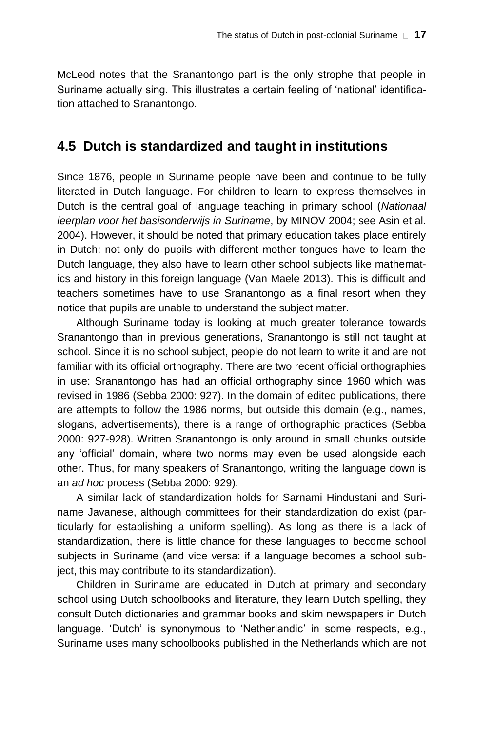McLeod notes that the Sranantongo part is the only strophe that people in Suriname actually sing. This illustrates a certain feeling of 'national' identification attached to Sranantongo.

## 4.5 Dutch is standardized and taught in institutions

Since 1876, people in Suriname people have been and continue to be fully literated in Dutch language. For children to learn to express themselves in Dutch is the central goal of language teaching in primary school (*Nationaal leerplan voor het basisonderwijs in Suriname*, by MINOV 2004; see Asin et al. 2004). However, it should be noted that primary education takes place entirely in Dutch: not only do pupils with different mother tongues have to learn the Dutch language, they also have to learn other school subjects like mathematics and history in this foreign language (Van Maele 2013). This is difficult and teachers sometimes have to use Sranantongo as a final resort when they notice that pupils are unable to understand the subject matter.

Although Suriname today is looking at much greater tolerance towards Sranantongo than in previous generations, Sranantongo is still not taught at school. Since it is no school subject, people do not learn to write it and are not familiar with its official orthography. There are two recent official orthographies in use: Sranantongo has had an official orthography since 1960 which was revised in 1986 (Sebba 2000: 927). In the domain of edited publications, there are attempts to follow the 1986 norms, but outside this domain (e.g., names, slogans, advertisements), there is a range of orthographic practices (Sebba 2000: 927-928). Written Sranantongo is only around in small chunks outside any 'official' domain, where two norms may even be used alongside each other. Thus, for many speakers of Sranantongo, writing the language down is an *ad hoc* process (Sebba 2000: 929).

A similar lack of standardization holds for Sarnami Hindustani and Suriname Javanese, although committees for their standardization do exist (particularly for establishing a uniform spelling). As long as there is a lack of standardization, there is little chance for these languages to become school subjects in Suriname (and vice versa: if a language becomes a school subject, this may contribute to its standardization).

Children in Suriname are educated in Dutch at primary and secondary school using Dutch schoolbooks and literature, they learn Dutch spelling, they consult Dutch dictionaries and grammar books and skim newspapers in Dutch language. 'Dutch' is synonymous to 'Netherlandic' in some respects, e.g., Suriname uses many schoolbooks published in the Netherlands which are not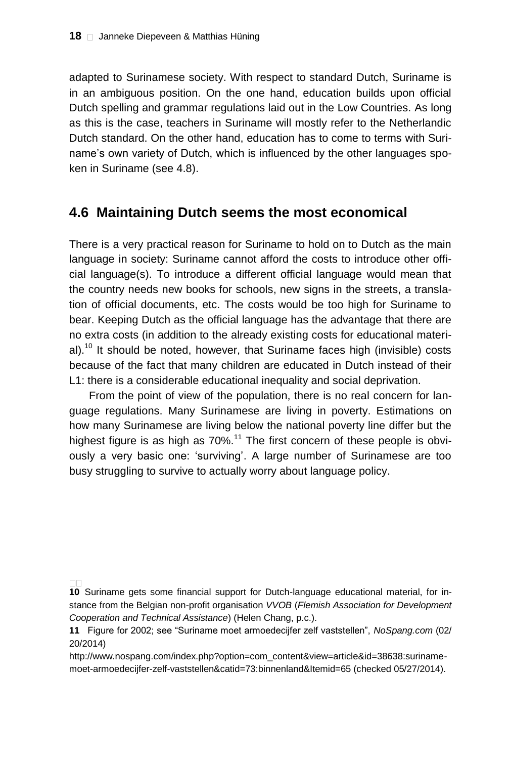adapted to Surinamese society. With respect to standard Dutch, Suriname is in an ambiguous position. On the one hand, education builds upon official Dutch spelling and grammar regulations laid out in the Low Countries. As long as this is the case, teachers in Suriname will mostly refer to the Netherlandic Dutch standard. On the other hand, education has to come to terms with Suriname's own variety of Dutch, which is influenced by the other languages spoken in Suriname (see 4.8).

## 4.6 Maintaining Dutch seems the most economical

There is a very practical reason for Suriname to hold on to Dutch as the main language in society: Suriname cannot afford the costs to introduce other official language(s). To introduce a different official language would mean that the country needs new books for schools, new signs in the streets, a translation of official documents, etc. The costs would be too high for Suriname to bear. Keeping Dutch as the official language has the advantage that there are no extra costs (in addition to the already existing costs for educational material).[10] It should be noted, however, that Suriname faces high (invisible) costs because of the fact that many children are educated in Dutch instead of their L1: there is a considerable educational inequality and social deprivation.

From the point of view of the population, there is no real concern for language regulations. Many Surinamese are living in poverty. Estimations on how many Surinamese are living below the national poverty line differ but the highest figure is as high as 70%.[11] The first concern of these people is obviously a very basic one: 'surviving'. A large number of Surinamese are too busy struggling to survive to actually worry about language policy.

---

**10** Suriname gets some financial support for Dutch-language educational material, for instance from the Belgian non-profit organisation *VVOB* (*Flemish Association for Development Cooperation and Technical Assistance*) (Helen Chang, p.c.).

**11** Figure for 2002; see "Suriname moet armoedecijfer zelf vaststellen", *NoSpang.com* (02/20/2014)
http://www.nospang.com/index.php?option=com_content&view=article&id=38638:suriname-moet-armoedecijfer-zelf-vaststellen&catid=73:binnenland&Itemid=65 (checked 05/27/2014).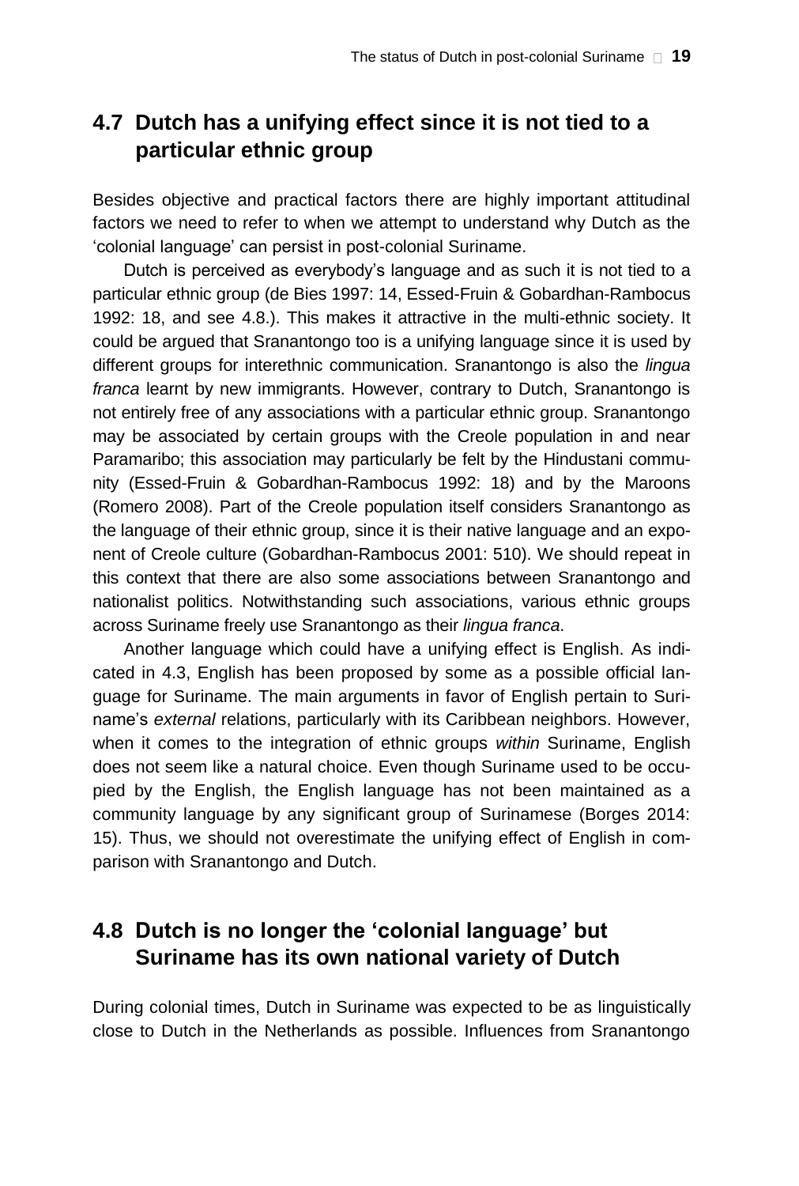## 4.7 Dutch has a unifying effect since it is not tied to a particular ethnic group

Besides objective and practical factors there are highly important attitudinal factors we need to refer to when we attempt to understand why Dutch as the 'colonial language' can persist in post-colonial Suriname.

Dutch is perceived as everybody's language and as such it is not tied to a particular ethnic group (de Bies 1997: 14, Essed-Fruin & Gobardhan-Rambocus 1992: 18, and see 4.8.). This makes it attractive in the multi-ethnic society. It could be argued that Sranantongo too is a unifying language since it is used by different groups for interethnic communication. Sranantongo is also the *lingua franca* learnt by new immigrants. However, contrary to Dutch, Sranantongo is not entirely free of any associations with a particular ethnic group. Sranantongo may be associated by certain groups with the Creole population in and near Paramaribo; this association may particularly be felt by the Hindustani community (Essed-Fruin & Gobardhan-Rambocus 1992: 18) and by the Maroons (Romero 2008). Part of the Creole population itself considers Sranantongo as the language of their ethnic group, since it is their native language and an exponent of Creole culture (Gobardhan-Rambocus 2001: 510). We should repeat in this context that there are also some associations between Sranantongo and nationalist politics. Notwithstanding such associations, various ethnic groups across Suriname freely use Sranantongo as their *lingua franca*.

Another language which could have a unifying effect is English. As indicated in 4.3, English has been proposed by some as a possible official language for Suriname. The main arguments in favor of English pertain to Suriname's *external* relations, particularly with its Caribbean neighbors. However, when it comes to the integration of ethnic groups *within* Suriname, English does not seem like a natural choice. Even though Suriname used to be occupied by the English, the English language has not been maintained as a community language by any significant group of Surinamese (Borges 2014: 15). Thus, we should not overestimate the unifying effect of English in comparison with Sranantongo and Dutch.

## 4.8 Dutch is no longer the 'colonial language' but Suriname has its own national variety of Dutch

During colonial times, Dutch in Suriname was expected to be as linguistically close to Dutch in the Netherlands as possible. Influences from Sranantongo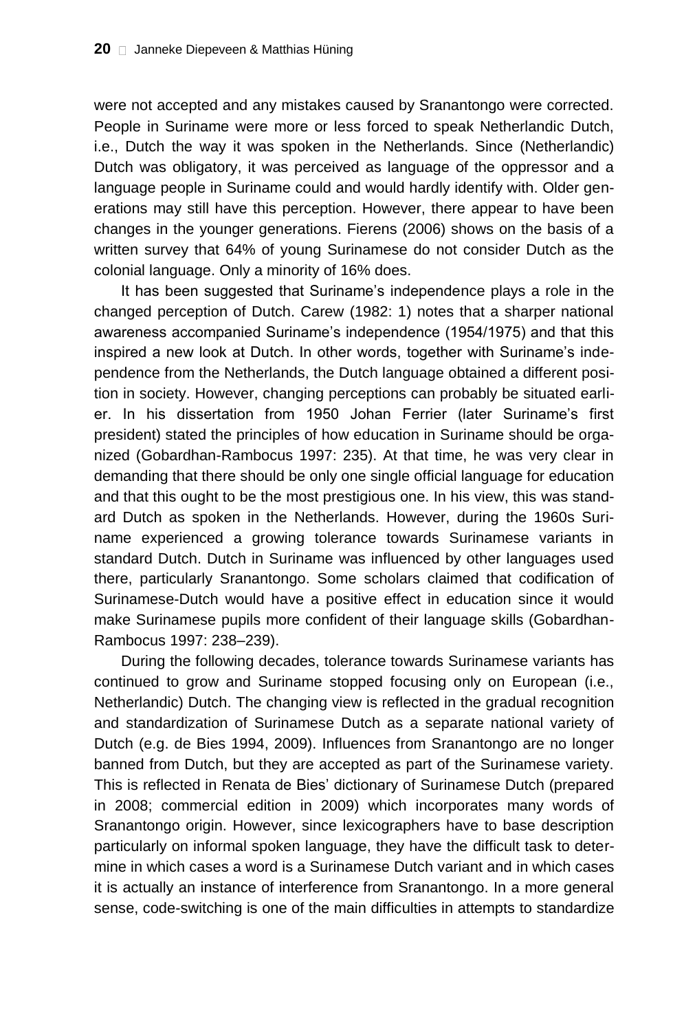were not accepted and any mistakes caused by Sranantongo were corrected. People in Suriname were more or less forced to speak Netherlandic Dutch, i.e., Dutch the way it was spoken in the Netherlands. Since (Netherlandic) Dutch was obligatory, it was perceived as language of the oppressor and a language people in Suriname could and would hardly identify with. Older generations may still have this perception. However, there appear to have been changes in the younger generations. Fierens (2006) shows on the basis of a written survey that 64% of young Surinamese do not consider Dutch as the colonial language. Only a minority of 16% does.

It has been suggested that Suriname's independence plays a role in the changed perception of Dutch. Carew (1982: 1) notes that a sharper national awareness accompanied Suriname's independence (1954/1975) and that this inspired a new look at Dutch. In other words, together with Suriname's independence from the Netherlands, the Dutch language obtained a different position in society. However, changing perceptions can probably be situated earlier. In his dissertation from 1950 Johan Ferrier (later Suriname's first president) stated the principles of how education in Suriname should be organized (Gobardhan-Rambocus 1997: 235). At that time, he was very clear in demanding that there should be only one single official language for education and that this ought to be the most prestigious one. In his view, this was standard Dutch as spoken in the Netherlands. However, during the 1960s Suriname experienced a growing tolerance towards Surinamese variants in standard Dutch. Dutch in Suriname was influenced by other languages used there, particularly Sranantongo. Some scholars claimed that codification of Surinamese-Dutch would have a positive effect in education since it would make Surinamese pupils more confident of their language skills (Gobardhan-Rambocus 1997: 238–239).

During the following decades, tolerance towards Surinamese variants has continued to grow and Suriname stopped focusing only on European (i.e., Netherlandic) Dutch. The changing view is reflected in the gradual recognition and standardization of Surinamese Dutch as a separate national variety of Dutch (e.g. de Bies 1994, 2009). Influences from Sranantongo are no longer banned from Dutch, but they are accepted as part of the Surinamese variety. This is reflected in Renata de Bies' dictionary of Surinamese Dutch (prepared in 2008; commercial edition in 2009) which incorporates many words of Sranantongo origin. However, since lexicographers have to base description particularly on informal spoken language, they have the difficult task to determine in which cases a word is a Surinamese Dutch variant and in which cases it is actually an instance of interference from Sranantongo. In a more general sense, code-switching is one of the main difficulties in attempts to standardize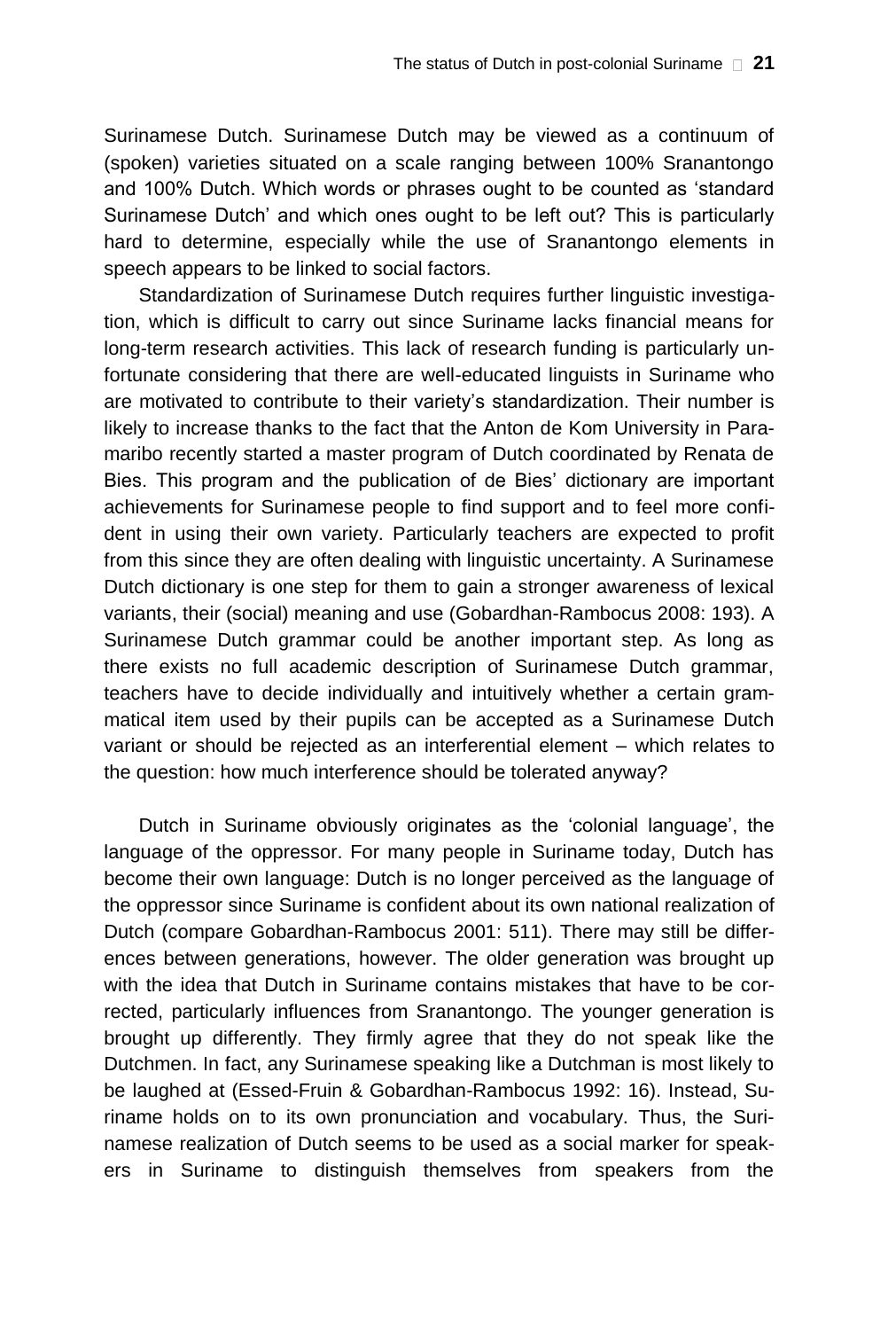Surinamese Dutch. Surinamese Dutch may be viewed as a continuum of (spoken) varieties situated on a scale ranging between 100% Sranantongo and 100% Dutch. Which words or phrases ought to be counted as 'standard Surinamese Dutch' and which ones ought to be left out? This is particularly hard to determine, especially while the use of Sranantongo elements in speech appears to be linked to social factors.

Standardization of Surinamese Dutch requires further linguistic investigation, which is difficult to carry out since Suriname lacks financial means for long-term research activities. This lack of research funding is particularly unfortunate considering that there are well-educated linguists in Suriname who are motivated to contribute to their variety's standardization. Their number is likely to increase thanks to the fact that the Anton de Kom University in Paramaribo recently started a master program of Dutch coordinated by Renata de Bies. This program and the publication of de Bies' dictionary are important achievements for Surinamese people to find support and to feel more confident in using their own variety. Particularly teachers are expected to profit from this since they are often dealing with linguistic uncertainty. A Surinamese Dutch dictionary is one step for them to gain a stronger awareness of lexical variants, their (social) meaning and use (Gobardhan-Rambocus 2008: 193). A Surinamese Dutch grammar could be another important step. As long as there exists no full academic description of Surinamese Dutch grammar, teachers have to decide individually and intuitively whether a certain grammatical item used by their pupils can be accepted as a Surinamese Dutch variant or should be rejected as an interferential element – which relates to the question: how much interference should be tolerated anyway?

Dutch in Suriname obviously originates as the 'colonial language', the language of the oppressor. For many people in Suriname today, Dutch has become their own language: Dutch is no longer perceived as the language of the oppressor since Suriname is confident about its own national realization of Dutch (compare Gobardhan-Rambocus 2001: 511). There may still be differences between generations, however. The older generation was brought up with the idea that Dutch in Suriname contains mistakes that have to be corrected, particularly influences from Sranantongo. The younger generation is brought up differently. They firmly agree that they do not speak like the Dutchmen. In fact, any Surinamese speaking like a Dutchman is most likely to be laughed at (Essed-Fruin & Gobardhan-Rambocus 1992: 16). Instead, Suriname holds on to its own pronunciation and vocabulary. Thus, the Surinamese realization of Dutch seems to be used as a social marker for speakers in Suriname to distinguish themselves from speakers from the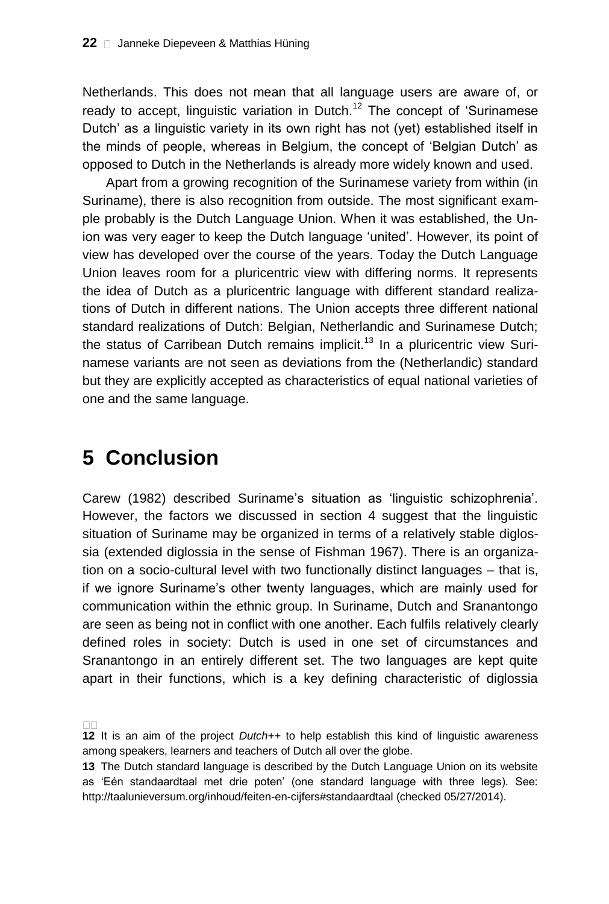Netherlands. This does not mean that all language users are aware of, or ready to accept, linguistic variation in Dutch.[12] The concept of 'Surinamese Dutch' as a linguistic variety in its own right has not (yet) established itself in the minds of people, whereas in Belgium, the concept of 'Belgian Dutch' as opposed to Dutch in the Netherlands is already more widely known and used.

Apart from a growing recognition of the Surinamese variety from within (in Suriname), there is also recognition from outside. The most significant example probably is the Dutch Language Union. When it was established, the Union was very eager to keep the Dutch language 'united'. However, its point of view has developed over the course of the years. Today the Dutch Language Union leaves room for a pluricentric view with differing norms. It represents the idea of Dutch as a pluricentric language with different standard realizations of Dutch in different nations. The Union accepts three different national standard realizations of Dutch: Belgian, Netherlandic and Surinamese Dutch; the status of Carribean Dutch remains implicit.[13] In a pluricentric view Surinamese variants are not seen as deviations from the (Netherlandic) standard but they are explicitly accepted as characteristics of equal national varieties of one and the same language.

# 5 Conclusion

Carew (1982) described Suriname's situation as 'linguistic schizophrenia'. However, the factors we discussed in section 4 suggest that the linguistic situation of Suriname may be organized in terms of a relatively stable diglossia (extended diglossia in the sense of Fishman 1967). There is an organization on a socio-cultural level with two functionally distinct languages – that is, if we ignore Suriname's other twenty languages, which are mainly used for communication within the ethnic group. In Suriname, Dutch and Sranantongo are seen as being not in conflict with one another. Each fulfils relatively clearly defined roles in society: Dutch is used in one set of circumstances and Sranantongo in an entirely different set. The two languages are kept quite apart in their functions, which is a key defining characteristic of diglossia

---

**12** It is an aim of the project *Dutch++* to help establish this kind of linguistic awareness among speakers, learners and teachers of Dutch all over the globe.

**13** The Dutch standard language is described by the Dutch Language Union on its website as 'Eén standaardtaal met drie poten' (one standard language with three legs). See: http://taalunieversum.org/inhoud/feiten-en-cijfers#standaardtaal (checked 05/27/2014).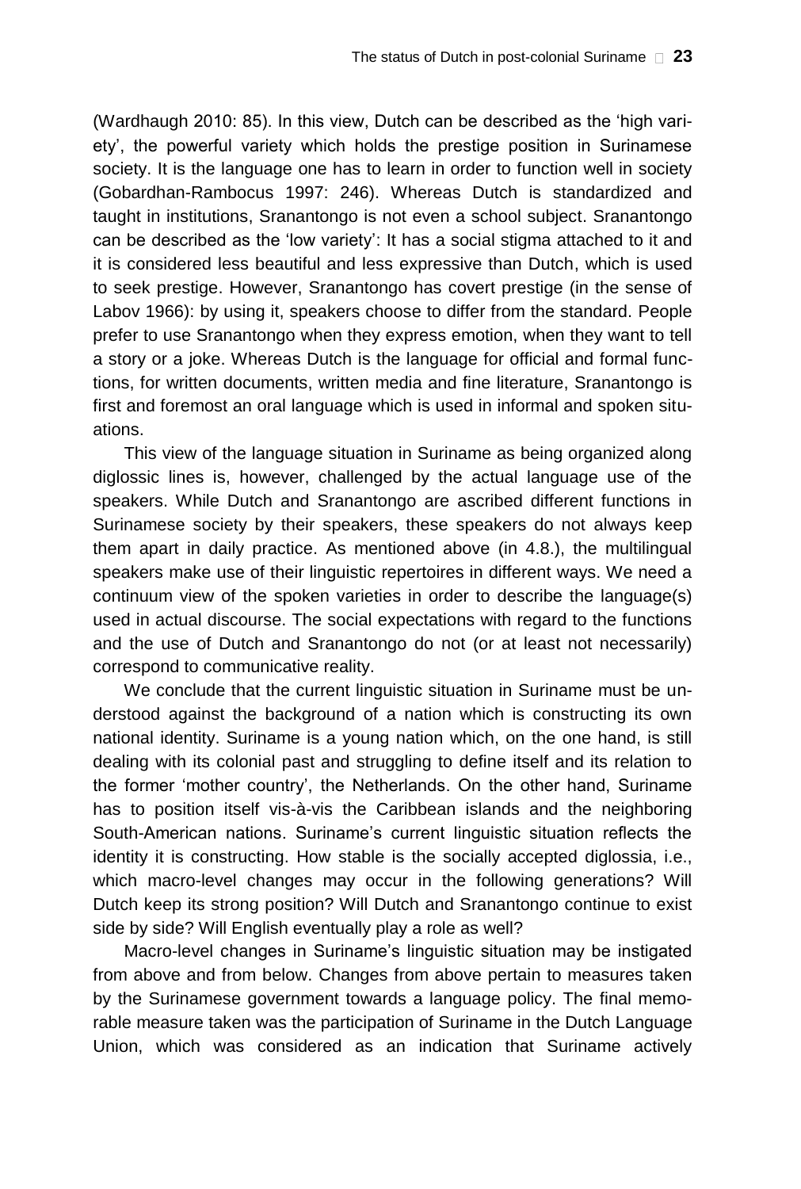(Wardhaugh 2010: 85). In this view, Dutch can be described as the 'high variety', the powerful variety which holds the prestige position in Surinamese society. It is the language one has to learn in order to function well in society (Gobardhan-Rambocus 1997: 246). Whereas Dutch is standardized and taught in institutions, Sranantongo is not even a school subject. Sranantongo can be described as the 'low variety': It has a social stigma attached to it and it is considered less beautiful and less expressive than Dutch, which is used to seek prestige. However, Sranantongo has covert prestige (in the sense of Labov 1966): by using it, speakers choose to differ from the standard. People prefer to use Sranantongo when they express emotion, when they want to tell a story or a joke. Whereas Dutch is the language for official and formal functions, for written documents, written media and fine literature, Sranantongo is first and foremost an oral language which is used in informal and spoken situations.

This view of the language situation in Suriname as being organized along diglossic lines is, however, challenged by the actual language use of the speakers. While Dutch and Sranantongo are ascribed different functions in Surinamese society by their speakers, these speakers do not always keep them apart in daily practice. As mentioned above (in 4.8.), the multilingual speakers make use of their linguistic repertoires in different ways. We need a continuum view of the spoken varieties in order to describe the language(s) used in actual discourse. The social expectations with regard to the functions and the use of Dutch and Sranantongo do not (or at least not necessarily) correspond to communicative reality.

We conclude that the current linguistic situation in Suriname must be understood against the background of a nation which is constructing its own national identity. Suriname is a young nation which, on the one hand, is still dealing with its colonial past and struggling to define itself and its relation to the former 'mother country', the Netherlands. On the other hand, Suriname has to position itself vis-à-vis the Caribbean islands and the neighboring South-American nations. Suriname's current linguistic situation reflects the identity it is constructing. How stable is the socially accepted diglossia, i.e., which macro-level changes may occur in the following generations? Will Dutch keep its strong position? Will Dutch and Sranantongo continue to exist side by side? Will English eventually play a role as well?

Macro-level changes in Suriname's linguistic situation may be instigated from above and from below. Changes from above pertain to measures taken by the Surinamese government towards a language policy. The final memorable measure taken was the participation of Suriname in the Dutch Language Union, which was considered as an indication that Suriname actively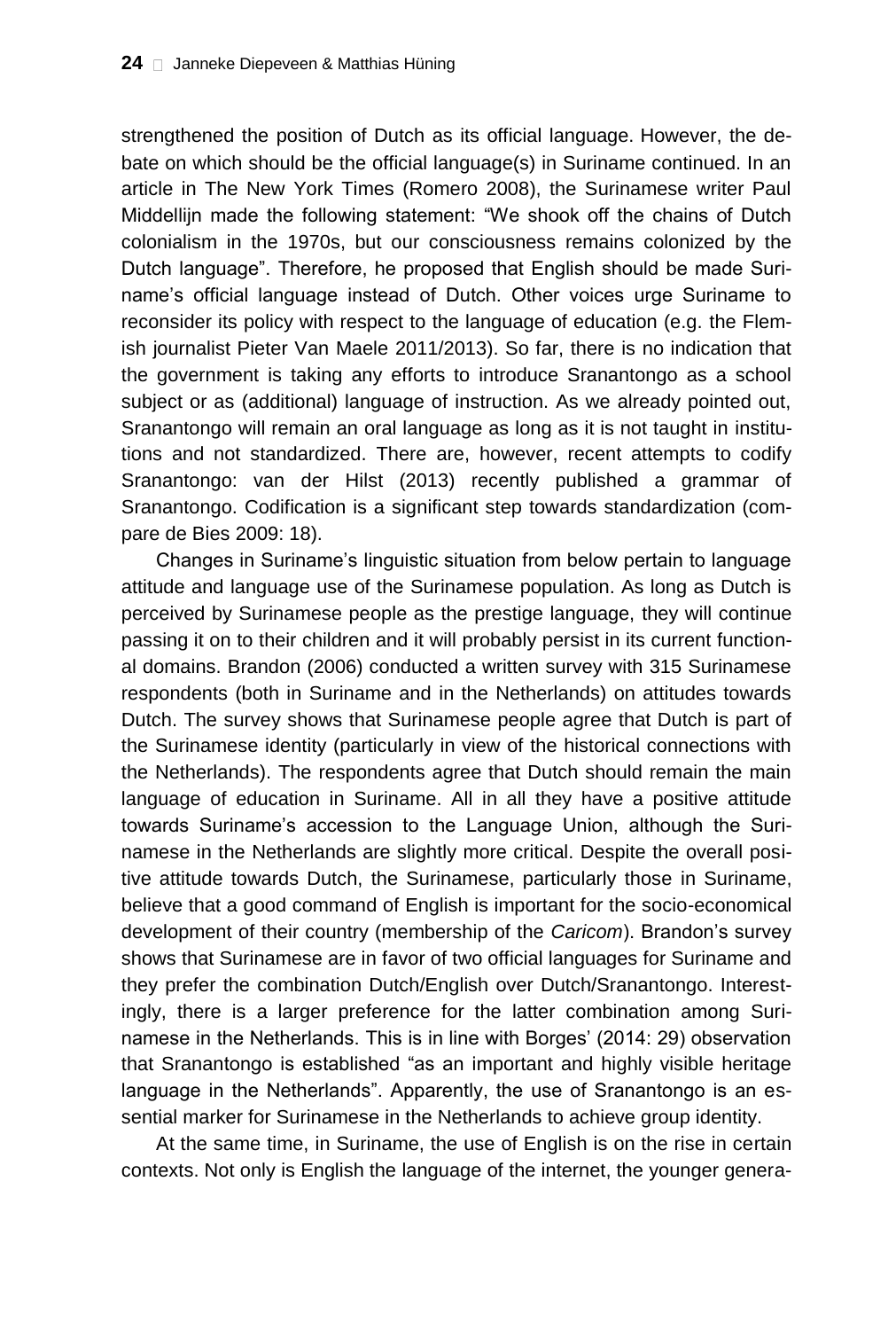strengthened the position of Dutch as its official language. However, the debate on which should be the official language(s) in Suriname continued. In an article in The New York Times (Romero 2008), the Surinamese writer Paul Middellijn made the following statement: "We shook off the chains of Dutch colonialism in the 1970s, but our consciousness remains colonized by the Dutch language". Therefore, he proposed that English should be made Suriname's official language instead of Dutch. Other voices urge Suriname to reconsider its policy with respect to the language of education (e.g. the Flemish journalist Pieter Van Maele 2011/2013). So far, there is no indication that the government is taking any efforts to introduce Sranantongo as a school subject or as (additional) language of instruction. As we already pointed out, Sranantongo will remain an oral language as long as it is not taught in institutions and not standardized. There are, however, recent attempts to codify Sranantongo: van der Hilst (2013) recently published a grammar of Sranantongo. Codification is a significant step towards standardization (compare de Bies 2009: 18).

Changes in Suriname's linguistic situation from below pertain to language attitude and language use of the Surinamese population. As long as Dutch is perceived by Surinamese people as the prestige language, they will continue passing it on to their children and it will probably persist in its current functional domains. Brandon (2006) conducted a written survey with 315 Surinamese respondents (both in Suriname and in the Netherlands) on attitudes towards Dutch. The survey shows that Surinamese people agree that Dutch is part of the Surinamese identity (particularly in view of the historical connections with the Netherlands). The respondents agree that Dutch should remain the main language of education in Suriname. All in all they have a positive attitude towards Suriname's accession to the Language Union, although the Surinamese in the Netherlands are slightly more critical. Despite the overall positive attitude towards Dutch, the Surinamese, particularly those in Suriname, believe that a good command of English is important for the socio-economical development of their country (membership of the *Caricom*). Brandon's survey shows that Surinamese are in favor of two official languages for Suriname and they prefer the combination Dutch/English over Dutch/Sranantongo. Interestingly, there is a larger preference for the latter combination among Surinamese in the Netherlands. This is in line with Borges' (2014: 29) observation that Sranantongo is established "as an important and highly visible heritage language in the Netherlands". Apparently, the use of Sranantongo is an essential marker for Surinamese in the Netherlands to achieve group identity.

At the same time, in Suriname, the use of English is on the rise in certain contexts. Not only is English the language of the internet, the younger genera-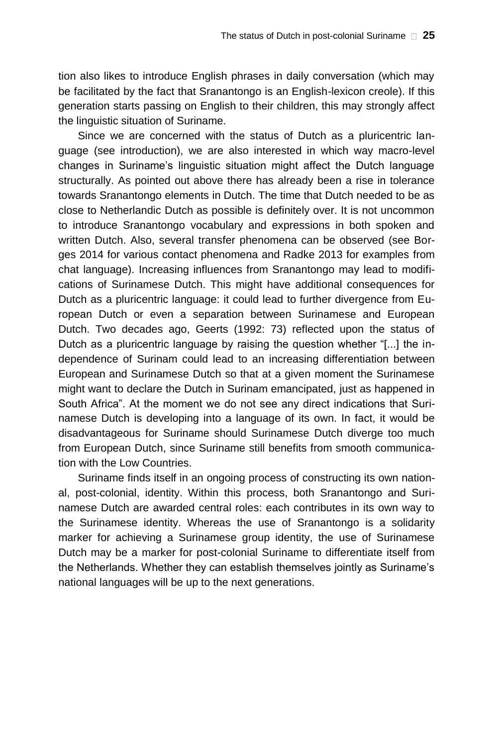tion also likes to introduce English phrases in daily conversation (which may be facilitated by the fact that Sranantongo is an English-lexicon creole). If this generation starts passing on English to their children, this may strongly affect the linguistic situation of Suriname.

Since we are concerned with the status of Dutch as a pluricentric language (see introduction), we are also interested in which way macro-level changes in Suriname's linguistic situation might affect the Dutch language structurally. As pointed out above there has already been a rise in tolerance towards Sranantongo elements in Dutch. The time that Dutch needed to be as close to Netherlandic Dutch as possible is definitely over. It is not uncommon to introduce Sranantongo vocabulary and expressions in both spoken and written Dutch. Also, several transfer phenomena can be observed (see Borges 2014 for various contact phenomena and Radke 2013 for examples from chat language). Increasing influences from Sranantongo may lead to modifications of Surinamese Dutch. This might have additional consequences for Dutch as a pluricentric language: it could lead to further divergence from European Dutch or even a separation between Surinamese and European Dutch. Two decades ago, Geerts (1992: 73) reflected upon the status of Dutch as a pluricentric language by raising the question whether "[...] the independence of Surinam could lead to an increasing differentiation between European and Surinamese Dutch so that at a given moment the Surinamese might want to declare the Dutch in Surinam emancipated, just as happened in South Africa". At the moment we do not see any direct indications that Surinamese Dutch is developing into a language of its own. In fact, it would be disadvantageous for Suriname should Surinamese Dutch diverge too much from European Dutch, since Suriname still benefits from smooth communication with the Low Countries.

Suriname finds itself in an ongoing process of constructing its own national, post-colonial, identity. Within this process, both Sranantongo and Surinamese Dutch are awarded central roles: each contributes in its own way to the Surinamese identity. Whereas the use of Sranantongo is a solidarity marker for achieving a Surinamese group identity, the use of Surinamese Dutch may be a marker for post-colonial Suriname to differentiate itself from the Netherlands. Whether they can establish themselves jointly as Suriname's national languages will be up to the next generations.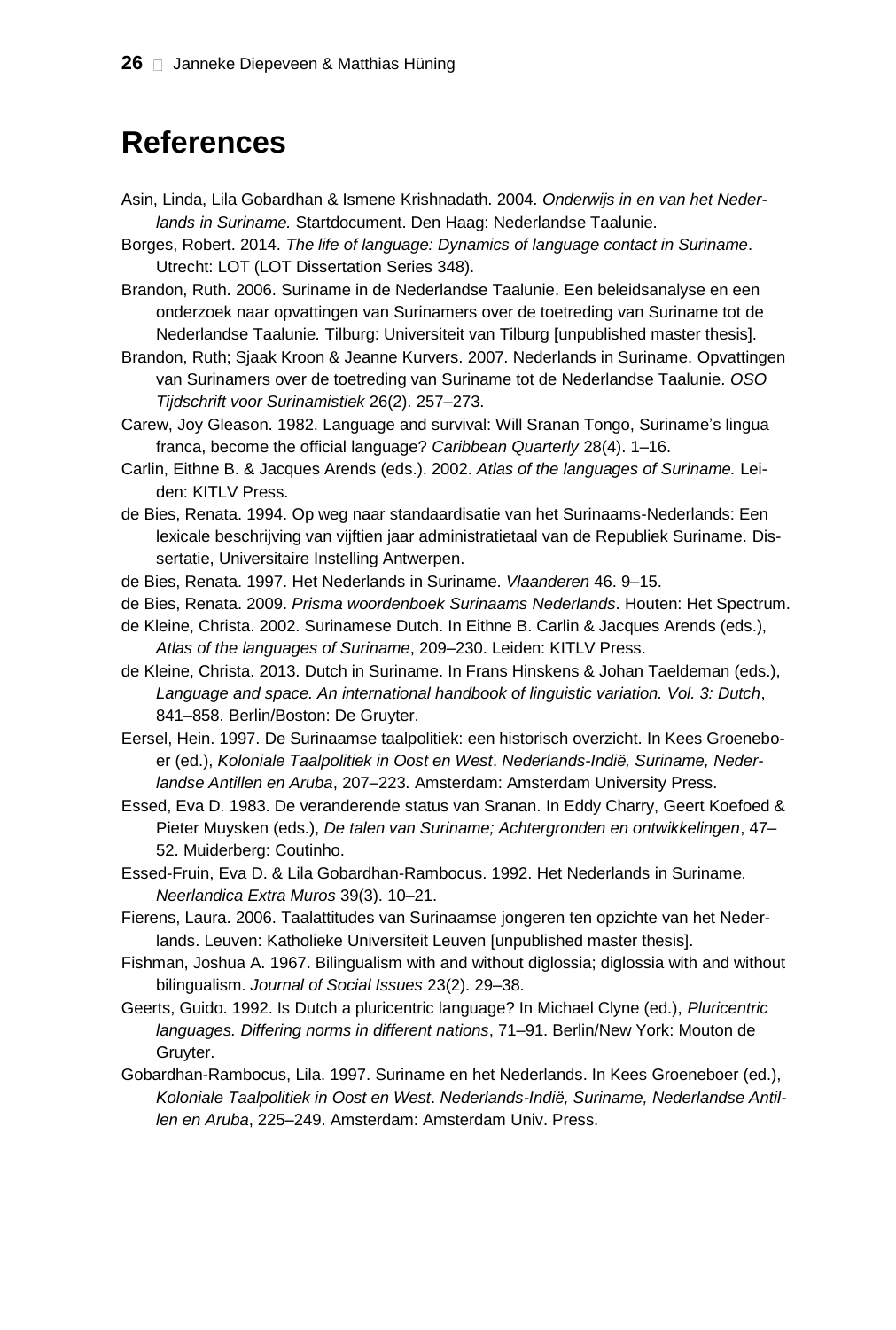# References

Asin, Linda, Lila Gobardhan & Ismene Krishnadath. 2004. *Onderwijs in en van het Nederlands in Suriname.* Startdocument. Den Haag: Nederlandse Taalunie.

Borges, Robert. 2014. *The life of language: Dynamics of language contact in Suriname*. Utrecht: LOT (LOT Dissertation Series 348).

Brandon, Ruth. 2006. Suriname in de Nederlandse Taalunie. Een beleidsanalyse en een onderzoek naar opvattingen van Surinamers over de toetreding van Suriname tot de Nederlandse Taalunie. Tilburg: Universiteit van Tilburg [unpublished master thesis].

Brandon, Ruth; Sjaak Kroon & Jeanne Kurvers. 2007. Nederlands in Suriname. Opvattingen van Surinamers over de toetreding van Suriname tot de Nederlandse Taalunie. *OSO Tijdschrift voor Surinamistiek* 26(2). 257–273.

Carew, Joy Gleason. 1982. Language and survival: Will Sranan Tongo, Suriname's lingua franca, become the official language? *Caribbean Quarterly* 28(4). 1–16.

Carlin, Eithne B. & Jacques Arends (eds.). 2002. *Atlas of the languages of Suriname.* Leiden: KITLV Press.

de Bies, Renata. 1994. Op weg naar standaardisatie van het Surinaams-Nederlands: Een lexicale beschrijving van vijftien jaar administratietaal van de Republiek Suriname. Dissertatie, Universitaire Instelling Antwerpen.

de Bies, Renata. 1997. Het Nederlands in Suriname. *Vlaanderen* 46. 9–15.

de Bies, Renata. 2009. *Prisma woordenboek Surinaams Nederlands*. Houten: Het Spectrum.

de Kleine, Christa. 2002. Surinamese Dutch. In Eithne B. Carlin & Jacques Arends (eds.), *Atlas of the languages of Suriname*, 209–230. Leiden: KITLV Press.

de Kleine, Christa. 2013. Dutch in Suriname. In Frans Hinskens & Johan Taeldeman (eds.), *Language and space. An international handbook of linguistic variation. Vol. 3: Dutch*, 841–858. Berlin/Boston: De Gruyter.

Eersel, Hein. 1997. De Surinaamse taalpolitiek: een historisch overzicht. In Kees Groeneboer (ed.), *Koloniale Taalpolitiek in Oost en West*. *Nederlands-Indië, Suriname, Nederlandse Antillen en Aruba*, 207–223. Amsterdam: Amsterdam University Press.

Essed, Eva D. 1983. De veranderende status van Sranan. In Eddy Charry, Geert Koefoed & Pieter Muysken (eds.), *De talen van Suriname; Achtergronden en ontwikkelingen*, 47–52. Muiderberg: Coutinho.

Essed-Fruin, Eva D. & Lila Gobardhan-Rambocus. 1992. Het Nederlands in Suriname. *Neerlandica Extra Muros* 39(3). 10–21.

Fierens, Laura. 2006. Taalattitudes van Surinaamse jongeren ten opzichte van het Nederlands. Leuven: Katholieke Universiteit Leuven [unpublished master thesis].

Fishman, Joshua A. 1967. Bilingualism with and without diglossia; diglossia with and without bilingualism. *Journal of Social Issues* 23(2). 29–38.

Geerts, Guido. 1992. Is Dutch a pluricentric language? In Michael Clyne (ed.), *Pluricentric languages. Differing norms in different nations*, 71–91. Berlin/New York: Mouton de Gruyter.

Gobardhan-Rambocus, Lila. 1997. Suriname en het Nederlands. In Kees Groeneboer (ed.), *Koloniale Taalpolitiek in Oost en West*. *Nederlands-Indië, Suriname, Nederlandse Antillen en Aruba*, 225–249. Amsterdam: Amsterdam Univ. Press.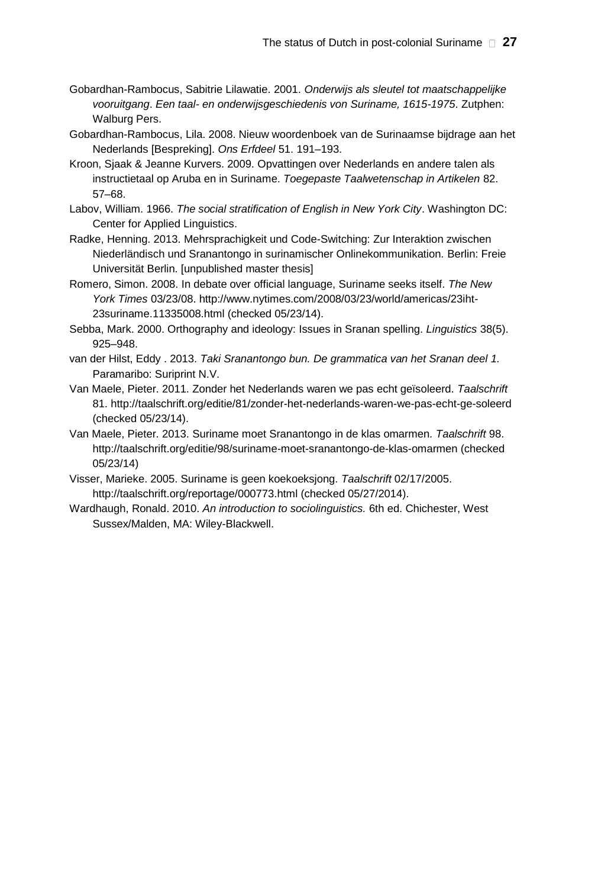Gobardhan-Rambocus, Sabitrie Lilawatie. 2001. *Onderwijs als sleutel tot maatschappelijke vooruitgang*. *Een taal- en onderwijsgeschiedenis von Suriname, 1615-1975*. Zutphen: Walburg Pers.

Gobardhan-Rambocus, Lila. 2008. Nieuw woordenboek van de Surinaamse bijdrage aan het Nederlands [Bespreking]. *Ons Erfdeel* 51. 191–193.

Kroon, Sjaak & Jeanne Kurvers. 2009. Opvattingen over Nederlands en andere talen als instructietaal op Aruba en in Suriname. *Toegepaste Taalwetenschap in Artikelen* 82. 57–68.

Labov, William. 1966. *The social stratification of English in New York City*. Washington DC: Center for Applied Linguistics.

Radke, Henning. 2013. Mehrsprachigkeit und Code-Switching: Zur Interaktion zwischen Niederländisch und Sranantongo in surinamischer Onlinekommunikation. Berlin: Freie Universität Berlin. [unpublished master thesis]

Romero, Simon. 2008. In debate over official language, Suriname seeks itself. *The New York Times* 03/23/08. http://www.nytimes.com/2008/03/23/world/americas/23iht-23suriname.11335008.html (checked 05/23/14).

Sebba, Mark. 2000. Orthography and ideology: Issues in Sranan spelling. *Linguistics* 38(5). 925–948.

van der Hilst, Eddy . 2013. *Taki Sranantongo bun. De grammatica van het Sranan deel 1.* Paramaribo: Suriprint N.V.

Van Maele, Pieter. 2011. Zonder het Nederlands waren we pas echt geïsoleerd. *Taalschrift* 81. http://taalschrift.org/editie/81/zonder-het-nederlands-waren-we-pas-echt-ge-soleerd (checked 05/23/14).

Van Maele, Pieter. 2013. Suriname moet Sranantongo in de klas omarmen. *Taalschrift* 98. http://taalschrift.org/editie/98/suriname-moet-sranantongo-de-klas-omarmen (checked 05/23/14)

Visser, Marieke. 2005. Suriname is geen koekoeksjong. *Taalschrift* 02/17/2005. http://taalschrift.org/reportage/000773.html (checked 05/27/2014).

Wardhaugh, Ronald. 2010. *An introduction to sociolinguistics.* 6th ed. Chichester, West Sussex/Malden, MA: Wiley-Blackwell.